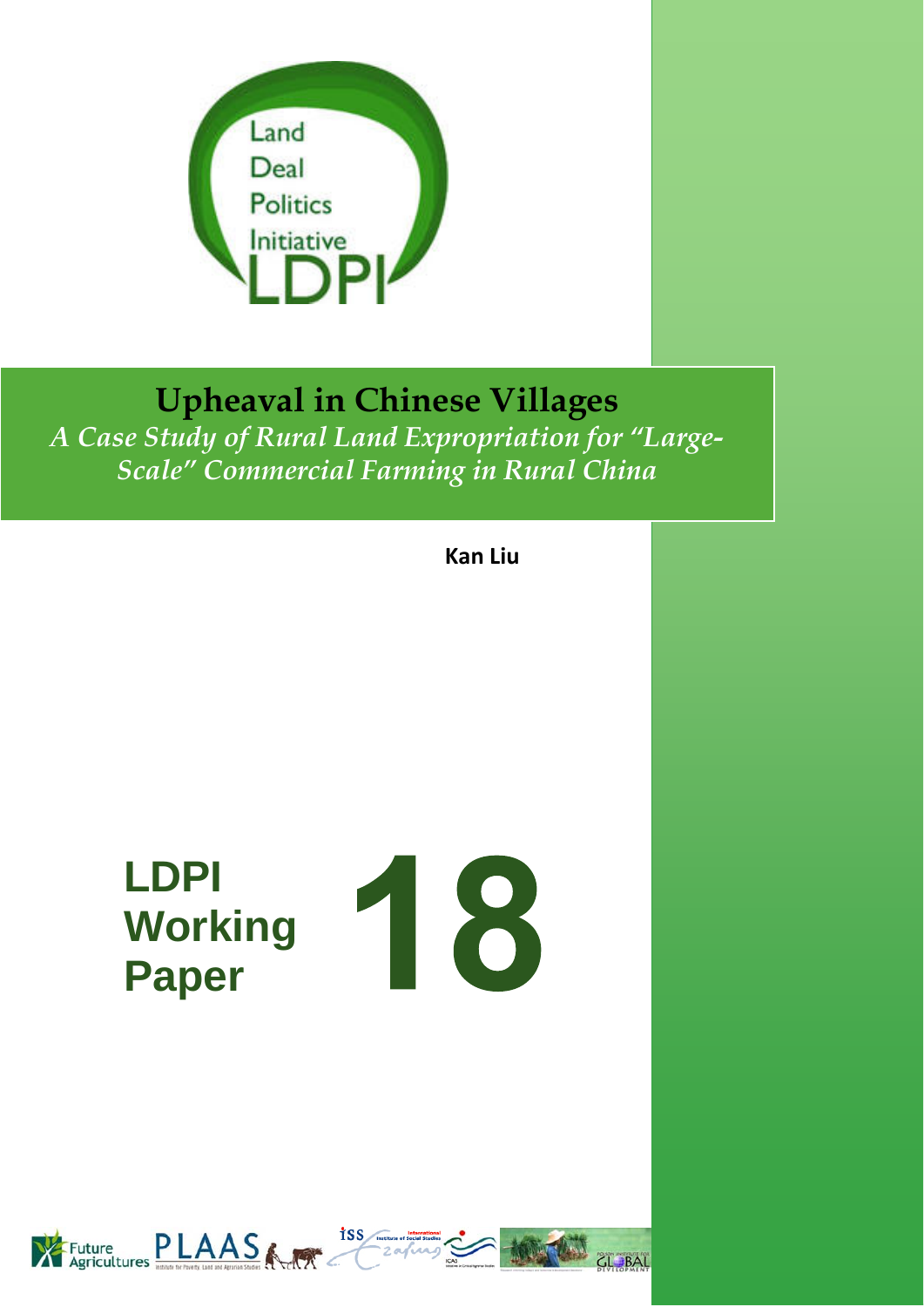Land Deal Politics Initiative

LDPI

# Upheaval in Chinese Villages

## *A Case Study of Rural Land Expropriation for "Large-Scale" Commercial Farming in Rural China*

**Kan Liu**

**LDPI Working Paper 18**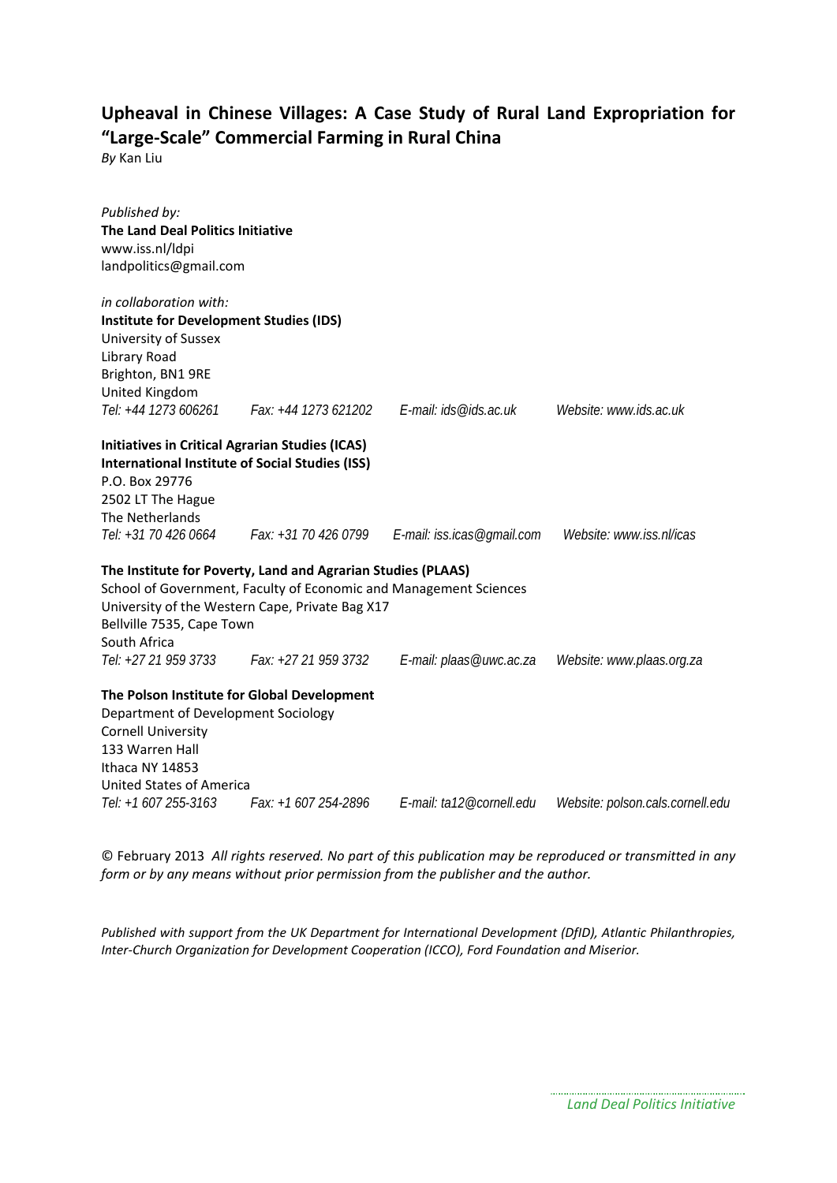## Upheaval in Chinese Villages: A Case Study of Rural Land Expropriation for "Large-Scale" Commercial Farming in Rural China

*By* Kan Liu

*Published by:*
**The Land Deal Politics Initiative**
www.iss.nl/ldpi
landpolitics@gmail.com

*in collaboration with:*
**Institute for Development Studies (IDS)**
University of Sussex
Library Road
Brighton, BN1 9RE
United Kingdom
*Tel: +44 1273 606261 Fax: +44 1273 621202 E-mail: ids@ids.ac.uk Website: www.ids.ac.uk*

**Initiatives in Critical Agrarian Studies (ICAS)**
**International Institute of Social Studies (ISS)**
P.O. Box 29776
2502 LT The Hague
The Netherlands
*Tel: +31 70 426 0664 Fax: +31 70 426 0799 E-mail: iss.icas@gmail.com Website: www.iss.nl/icas*

**The Institute for Poverty, Land and Agrarian Studies (PLAAS)**
School of Government, Faculty of Economic and Management Sciences
University of the Western Cape, Private Bag X17
Bellville 7535, Cape Town
South Africa
*Tel: +27 21 959 3733 Fax: +27 21 959 3732 E-mail: plaas@uwc.ac.za Website: www.plaas.org.za*

**The Polson Institute for Global Development**
Department of Development Sociology
Cornell University
133 Warren Hall
Ithaca NY 14853
United States of America
*Tel: +1 607 255-3163 Fax: +1 607 254-2896 E-mail: ta12@cornell.edu Website: polson.cals.cornell.edu*

© February 2013 *All rights reserved. No part of this publication may be reproduced or transmitted in any form or by any means without prior permission from the publisher and the author.*

*Published with support from the UK Department for International Development (DfID), Atlantic Philanthropies, Inter-Church Organization for Development Cooperation (ICCO), Ford Foundation and Miserior.*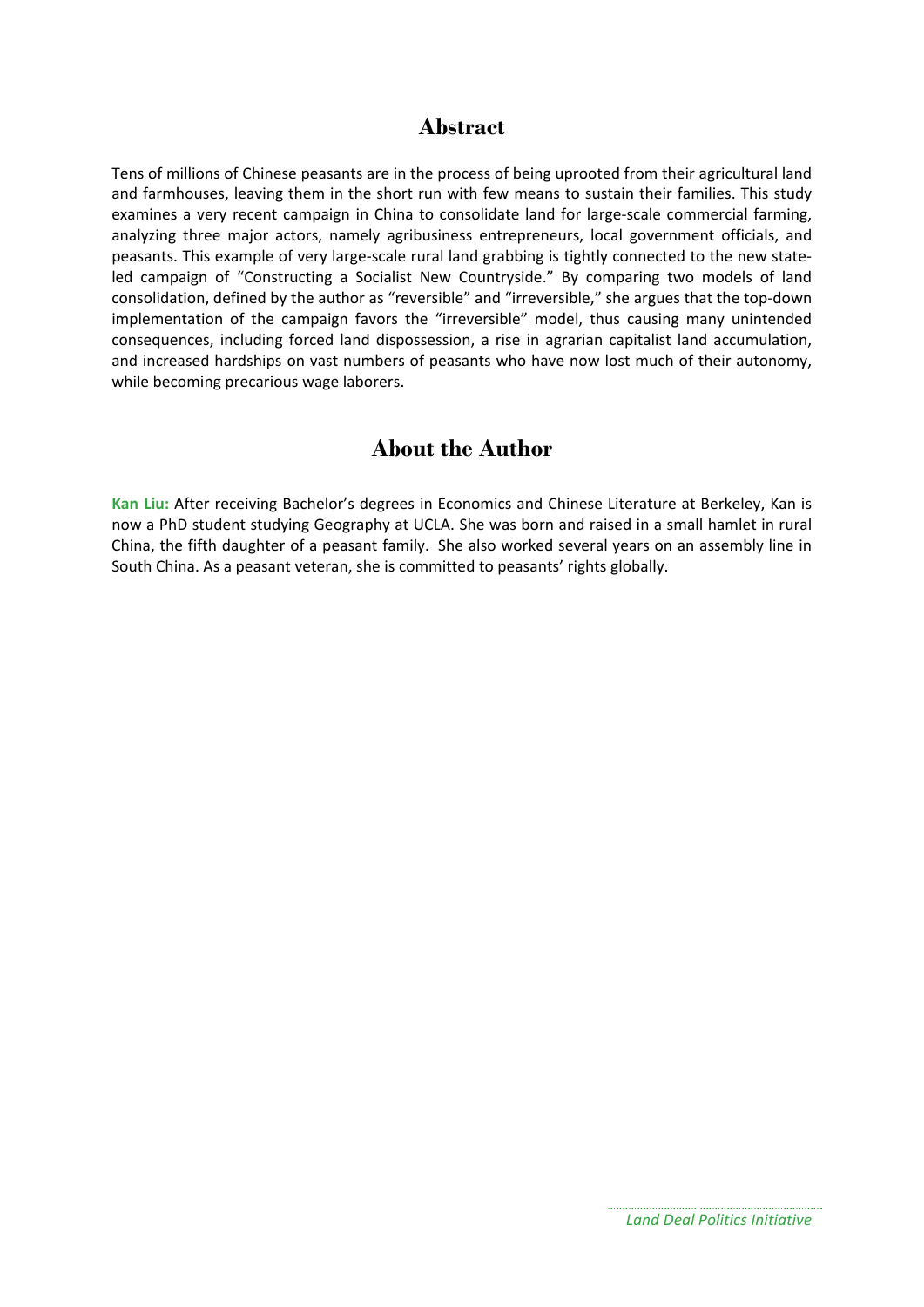## Abstract

Tens of millions of Chinese peasants are in the process of being uprooted from their agricultural land and farmhouses, leaving them in the short run with few means to sustain their families. This study examines a very recent campaign in China to consolidate land for large-scale commercial farming, analyzing three major actors, namely agribusiness entrepreneurs, local government officials, and peasants. This example of very large-scale rural land grabbing is tightly connected to the new state-led campaign of "Constructing a Socialist New Countryside." By comparing two models of land consolidation, defined by the author as "reversible" and "irreversible," she argues that the top-down implementation of the campaign favors the "irreversible" model, thus causing many unintended consequences, including forced land dispossession, a rise in agrarian capitalist land accumulation, and increased hardships on vast numbers of peasants who have now lost much of their autonomy, while becoming precarious wage laborers.

## About the Author

**Kan Liu:** After receiving Bachelor's degrees in Economics and Chinese Literature at Berkeley, Kan is now a PhD student studying Geography at UCLA. She was born and raised in a small hamlet in rural China, the fifth daughter of a peasant family. She also worked several years on an assembly line in South China. As a peasant veteran, she is committed to peasants' rights globally.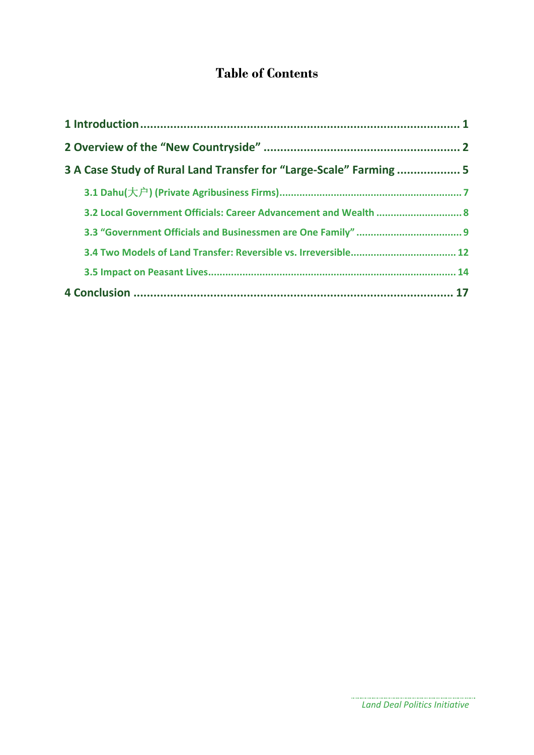# Table of Contents

1 Introduction .................................................................................................... 1

2 Overview of the "New Countryside" ........................................................... 2

3 A Case Study of Rural Land Transfer for "Large-Scale" Farming .................. 5

- 3.1 Dahu(大户) (Private Agribusiness Firms)................................................................ 7
- 3.2 Local Government Officials: Career Advancement and Wealth .............................. 8
- 3.3 "Government Officials and Businessmen are One Family" ..................................... 9
- 3.4 Two Models of Land Transfer: Reversible vs. Irreversible..................................... 12
- 3.5 Impact on Peasant Lives...................................................................................... 14

4 Conclusion .................................................................................................... 17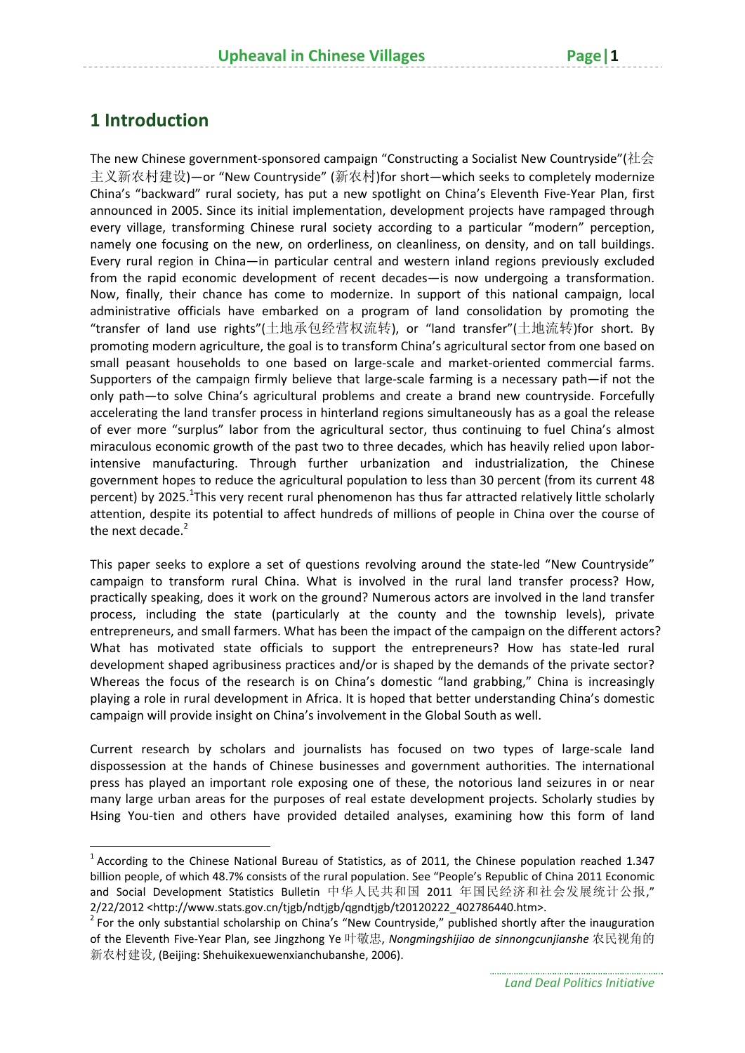# 1 Introduction

The new Chinese government-sponsored campaign "Constructing a Socialist New Countryside"(社会主义新农村建设)—or "New Countryside" (新农村)for short—which seeks to completely modernize China's "backward" rural society, has put a new spotlight on China's Eleventh Five-Year Plan, first announced in 2005. Since its initial implementation, development projects have rampaged through every village, transforming Chinese rural society according to a particular "modern" perception, namely one focusing on the new, on orderliness, on cleanliness, on density, and on tall buildings. Every rural region in China—in particular central and western inland regions previously excluded from the rapid economic development of recent decades—is now undergoing a transformation. Now, finally, their chance has come to modernize. In support of this national campaign, local administrative officials have embarked on a program of land consolidation by promoting the "transfer of land use rights"(土地承包经营权流转), or "land transfer"(土地流转)for short. By promoting modern agriculture, the goal is to transform China's agricultural sector from one based on small peasant households to one based on large-scale and market-oriented commercial farms. Supporters of the campaign firmly believe that large-scale farming is a necessary path—if not the only path—to solve China's agricultural problems and create a brand new countryside. Forcefully accelerating the land transfer process in hinterland regions simultaneously has as a goal the release of ever more "surplus" labor from the agricultural sector, thus continuing to fuel China's almost miraculous economic growth of the past two to three decades, which has heavily relied upon labor-intensive manufacturing. Through further urbanization and industrialization, the Chinese government hopes to reduce the agricultural population to less than 30 percent (from its current 48 percent) by 2025.[1] This very recent rural phenomenon has thus far attracted relatively little scholarly attention, despite its potential to affect hundreds of millions of people in China over the course of the next decade.[2]

This paper seeks to explore a set of questions revolving around the state-led "New Countryside" campaign to transform rural China. What is involved in the rural land transfer process? How, practically speaking, does it work on the ground? Numerous actors are involved in the land transfer process, including the state (particularly at the county and the township levels), private entrepreneurs, and small farmers. What has been the impact of the campaign on the different actors? What has motivated state officials to support the entrepreneurs? How has state-led rural development shaped agribusiness practices and/or is shaped by the demands of the private sector? Whereas the focus of the research is on China's domestic "land grabbing," China is increasingly playing a role in rural development in Africa. It is hoped that better understanding China's domestic campaign will provide insight on China's involvement in the Global South as well.

Current research by scholars and journalists has focused on two types of large-scale land dispossession at the hands of Chinese businesses and government authorities. The international press has played an important role exposing one of these, the notorious land seizures in or near many large urban areas for the purposes of real estate development projects. Scholarly studies by Hsing You-tien and others have provided detailed analyses, examining how this form of land

[1] According to the Chinese National Bureau of Statistics, as of 2011, the Chinese population reached 1.347 billion people, of which 48.7% consists of the rural population. See "People's Republic of China 2011 Economic and Social Development Statistics Bulletin 中华人民共和国 2011 年国民经济和社会发展统计公报," 2/22/2012 <http://www.stats.gov.cn/tjgb/ndtjgb/qgndtjgb/t20120222_402786440.htm>.

[2] For the only substantial scholarship on China's "New Countryside," published shortly after the inauguration of the Eleventh Five-Year Plan, see Jingzhong Ye 叶敬忠, *Nongmingshijiao de sinnongcunjianshe* 农民视角的新农村建设, (Beijing: Shehuikexuewenxianchubanshe, 2006).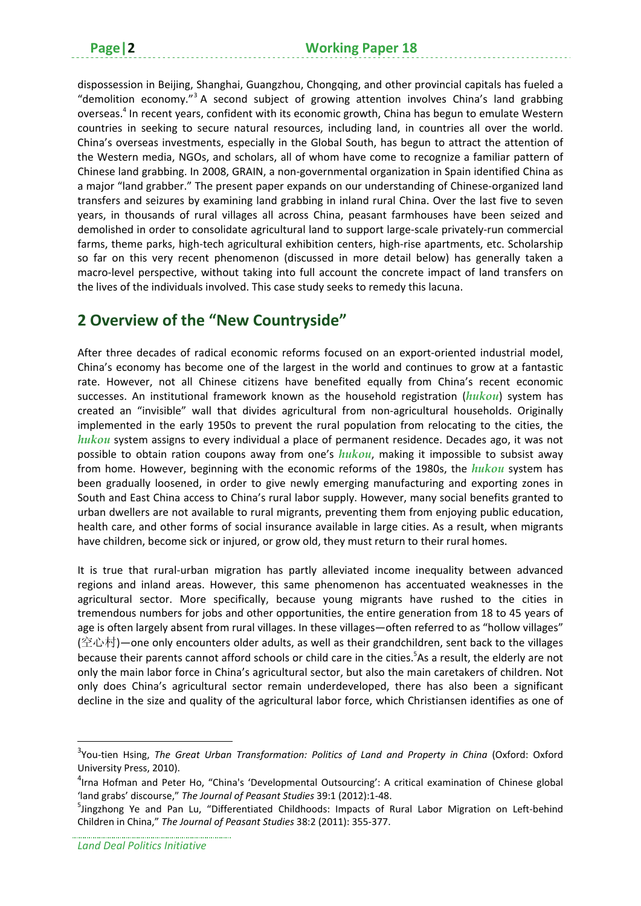dispossession in Beijing, Shanghai, Guangzhou, Chongqing, and other provincial capitals has fueled a "demolition economy."[3] A second subject of growing attention involves China's land grabbing overseas.[4] In recent years, confident with its economic growth, China has begun to emulate Western countries in seeking to secure natural resources, including land, in countries all over the world. China's overseas investments, especially in the Global South, has begun to attract the attention of the Western media, NGOs, and scholars, all of whom have come to recognize a familiar pattern of Chinese land grabbing. In 2008, GRAIN, a non-governmental organization in Spain identified China as a major "land grabber." The present paper expands on our understanding of Chinese-organized land transfers and seizures by examining land grabbing in inland rural China. Over the last five to seven years, in thousands of rural villages all across China, peasant farmhouses have been seized and demolished in order to consolidate agricultural land to support large-scale privately-run commercial farms, theme parks, high-tech agricultural exhibition centers, high-rise apartments, etc. Scholarship so far on this very recent phenomenon (discussed in more detail below) has generally taken a macro-level perspective, without taking into full account the concrete impact of land transfers on the lives of the individuals involved. This case study seeks to remedy this lacuna.

## 2 Overview of the "New Countryside"

After three decades of radical economic reforms focused on an export-oriented industrial model, China's economy has become one of the largest in the world and continues to grow at a fantastic rate. However, not all Chinese citizens have benefited equally from China's recent economic successes. An institutional framework known as the household registration (***hukou***) system has created an "invisible" wall that divides agricultural from non-agricultural households. Originally implemented in the early 1950s to prevent the rural population from relocating to the cities, the ***hukou*** system assigns to every individual a place of permanent residence. Decades ago, it was not possible to obtain ration coupons away from one's ***hukou***, making it impossible to subsist away from home. However, beginning with the economic reforms of the 1980s, the ***hukou*** system has been gradually loosened, in order to give newly emerging manufacturing and exporting zones in South and East China access to China's rural labor supply. However, many social benefits granted to urban dwellers are not available to rural migrants, preventing them from enjoying public education, health care, and other forms of social insurance available in large cities. As a result, when migrants have children, become sick or injured, or grow old, they must return to their rural homes.

It is true that rural-urban migration has partly alleviated income inequality between advanced regions and inland areas. However, this same phenomenon has accentuated weaknesses in the agricultural sector. More specifically, because young migrants have rushed to the cities in tremendous numbers for jobs and other opportunities, the entire generation from 18 to 45 years of age is often largely absent from rural villages. In these villages—often referred to as "hollow villages" (空心村)—one only encounters older adults, as well as their grandchildren, sent back to the villages because their parents cannot afford schools or child care in the cities.[5] As a result, the elderly are not only the main labor force in China's agricultural sector, but also the main caretakers of children. Not only does China's agricultural sector remain underdeveloped, there has also been a significant decline in the size and quality of the agricultural labor force, which Christiansen identifies as one of

---

[3] You-tien Hsing, *The Great Urban Transformation: Politics of Land and Property in China* (Oxford: Oxford University Press, 2010).

[4] Irna Hofman and Peter Ho, "China's 'Developmental Outsourcing': A critical examination of Chinese global 'land grabs' discourse," *The Journal of Peasant Studies* 39:1 (2012):1-48.

[5] Jingzhong Ye and Pan Lu, "Differentiated Childhoods: Impacts of Rural Labor Migration on Left-behind Children in China," *The Journal of Peasant Studies* 38:2 (2011): 355-377.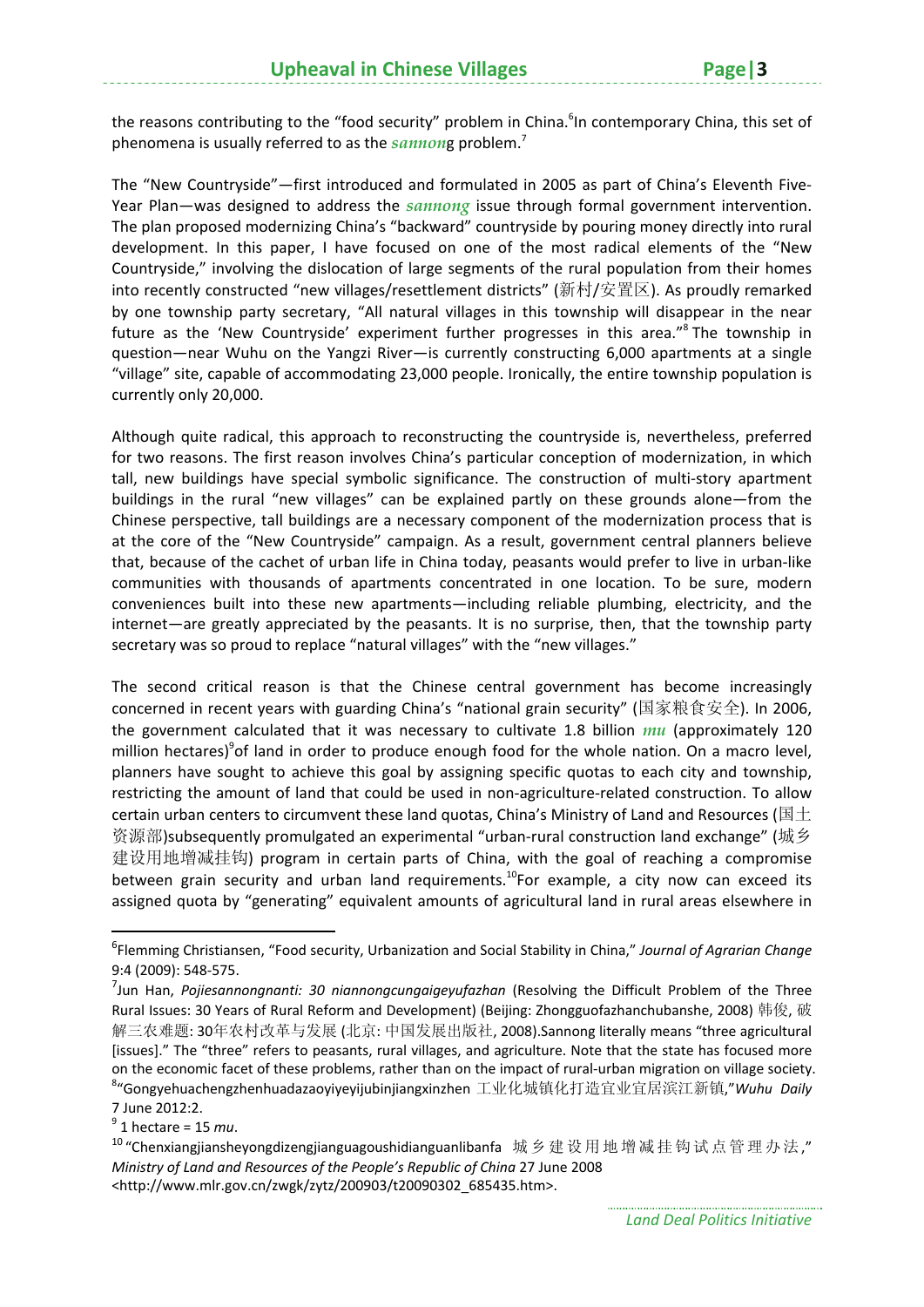the reasons contributing to the "food security" problem in China.[6]In contemporary China, this set of phenomena is usually referred to as the *sannon*g problem.[7]

The "New Countryside"—first introduced and formulated in 2005 as part of China's Eleventh Five-Year Plan—was designed to address the *sannong* issue through formal government intervention. The plan proposed modernizing China's "backward" countryside by pouring money directly into rural development. In this paper, I have focused on one of the most radical elements of the "New Countryside," involving the dislocation of large segments of the rural population from their homes into recently constructed "new villages/resettlement districts" (新村/安置区). As proudly remarked by one township party secretary, "All natural villages in this township will disappear in the near future as the 'New Countryside' experiment further progresses in this area."[8] The township in question—near Wuhu on the Yangzi River—is currently constructing 6,000 apartments at a single "village" site, capable of accommodating 23,000 people. Ironically, the entire township population is currently only 20,000.

Although quite radical, this approach to reconstructing the countryside is, nevertheless, preferred for two reasons. The first reason involves China's particular conception of modernization, in which tall, new buildings have special symbolic significance. The construction of multi-story apartment buildings in the rural "new villages" can be explained partly on these grounds alone—from the Chinese perspective, tall buildings are a necessary component of the modernization process that is at the core of the "New Countryside" campaign. As a result, government central planners believe that, because of the cachet of urban life in China today, peasants would prefer to live in urban-like communities with thousands of apartments concentrated in one location. To be sure, modern conveniences built into these new apartments—including reliable plumbing, electricity, and the internet—are greatly appreciated by the peasants. It is no surprise, then, that the township party secretary was so proud to replace "natural villages" with the "new villages."

The second critical reason is that the Chinese central government has become increasingly concerned in recent years with guarding China's "national grain security" (国家粮食安全). In 2006, the government calculated that it was necessary to cultivate 1.8 billion *mu* (approximately 120 million hectares)[9]of land in order to produce enough food for the whole nation. On a macro level, planners have sought to achieve this goal by assigning specific quotas to each city and township, restricting the amount of land that could be used in non-agriculture-related construction. To allow certain urban centers to circumvent these land quotas, China's Ministry of Land and Resources (国土资源部)subsequently promulgated an experimental "urban-rural construction land exchange" (城乡建设用地增减挂钩) program in certain parts of China, with the goal of reaching a compromise between grain security and urban land requirements.[10]For example, a city now can exceed its assigned quota by "generating" equivalent amounts of agricultural land in rural areas elsewhere in

---

[6]Flemming Christiansen, "Food security, Urbanization and Social Stability in China," *Journal of Agrarian Change* 9:4 (2009): 548-575.

[7]Jun Han, *Pojiesannongnanti: 30 niannongcungaigeyufazhan* (Resolving the Difficult Problem of the Three Rural Issues: 30 Years of Rural Reform and Development) (Beijing: Zhongguofazhanchubanshe, 2008) 韩俊, 破解三农难题: 30年农村改革与发展 (北京: 中国发展出版社, 2008).Sannong literally means "three agricultural [issues]." The "three" refers to peasants, rural villages, and agriculture. Note that the state has focused more on the economic facet of these problems, rather than on the impact of rural-urban migration on village society.

[8]"Gongyehuachengzhenhuadazaoyiyeyijubinjiangxinzhen 工业化城镇化打造宜业宜居滨江新镇,"*Wuhu Daily* 7 June 2012:2.

[9] 1 hectare = 15 *mu*.

[10] "Chenxiangjiansheyongdizengjianguagoushidianguanlibanfa 城乡建设用地增减挂钩试点管理办法," *Ministry of Land and Resources of the People's Republic of China* 27 June 2008 <http://www.mlr.gov.cn/zwgk/zytz/200903/t20090302_685435.htm>.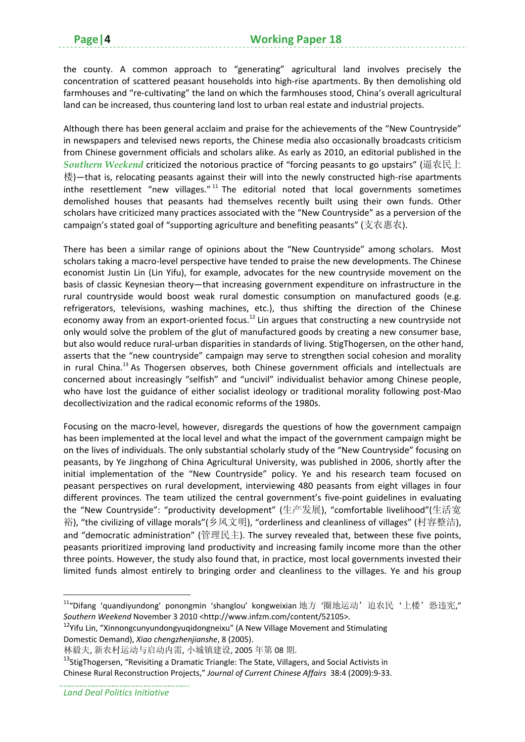the county. A common approach to "generating" agricultural land involves precisely the concentration of scattered peasant households into high-rise apartments. By then demolishing old farmhouses and "re-cultivating" the land on which the farmhouses stood, China's overall agricultural land can be increased, thus countering land lost to urban real estate and industrial projects.

Although there has been general acclaim and praise for the achievements of the "New Countryside" in newspapers and televised news reports, the Chinese media also occasionally broadcasts criticism from Chinese government officials and scholars alike. As early as 2010, an editorial published in the *Southern Weekend* criticized the notorious practice of "forcing peasants to go upstairs" (逼农民上楼)—that is, relocating peasants against their will into the newly constructed high-rise apartments inthe resettlement "new villages."[11] The editorial noted that local governments sometimes demolished houses that peasants had themselves recently built using their own funds. Other scholars have criticized many practices associated with the "New Countryside" as a perversion of the campaign's stated goal of "supporting agriculture and benefiting peasants" (支农惠农).

There has been a similar range of opinions about the "New Countryside" among scholars. Most scholars taking a macro-level perspective have tended to praise the new developments. The Chinese economist Justin Lin (Lin Yifu), for example, advocates for the new countryside movement on the basis of classic Keynesian theory—that increasing government expenditure on infrastructure in the rural countryside would boost weak rural domestic consumption on manufactured goods (e.g. refrigerators, televisions, washing machines, etc.), thus shifting the direction of the Chinese economy away from an export-oriented focus.[12] Lin argues that constructing a new countryside not only would solve the problem of the glut of manufactured goods by creating a new consumer base, but also would reduce rural-urban disparities in standards of living. StigThogersen, on the other hand, asserts that the "new countryside" campaign may serve to strengthen social cohesion and morality in rural China.[13] As Thogersen observes, both Chinese government officials and intellectuals are concerned about increasingly "selfish" and "uncivil" individualist behavior among Chinese people, who have lost the guidance of either socialist ideology or traditional morality following post-Mao decollectivization and the radical economic reforms of the 1980s.

Focusing on the macro-level, however, disregards the questions of how the government campaign has been implemented at the local level and what the impact of the government campaign might be on the lives of individuals. The only substantial scholarly study of the "New Countryside" focusing on peasants, by Ye Jingzhong of China Agricultural University, was published in 2006, shortly after the initial implementation of the "New Countryside" policy. Ye and his research team focused on peasant perspectives on rural development, interviewing 480 peasants from eight villages in four different provinces. The team utilized the central government's five-point guidelines in evaluating the "New Countryside": "productivity development" (生产发展), "comfortable livelihood"(生活宽裕), "the civilizing of village morals"(乡风文明), "orderliness and cleanliness of villages" (村容整洁), and "democratic administration" (管理民主). The survey revealed that, between these five points, peasants prioritized improving land productivity and increasing family income more than the other three points. However, the study also found that, in practice, most local governments invested their limited funds almost entirely to bringing order and cleanliness to the villages. Ye and his group

---

[11]"Difang 'quandiyundong' ponongmin 'shanglou' kongweixian 地方'圈地运动'迫农民'上楼'恐违宪," *Southern Weekend* November 3 2010 <http://www.infzm.com/content/52105>.

[12]Yifu Lin, "Xinnongcunyundongyuqidongneixu" (A New Village Movement and Stimulating Domestic Demand), *Xiao chengzhenjianshe*, 8 (2005).
林毅夫, 新农村运动与启动内需, 小城镇建设, 2005 年第 08 期.

[13]StigThogersen, "Revisiting a Dramatic Triangle: The State, Villagers, and Social Activists in Chinese Rural Reconstruction Projects," *Journal of Current Chinese Affairs* 38:4 (2009):9-33.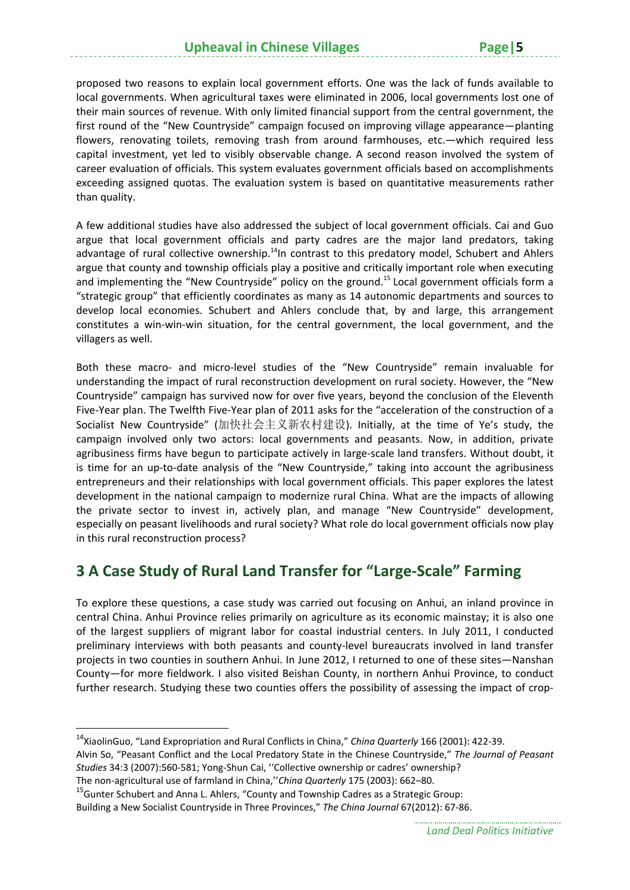proposed two reasons to explain local government efforts. One was the lack of funds available to local governments. When agricultural taxes were eliminated in 2006, local governments lost one of their main sources of revenue. With only limited financial support from the central government, the first round of the "New Countryside" campaign focused on improving village appearance—planting flowers, renovating toilets, removing trash from around farmhouses, etc.—which required less capital investment, yet led to visibly observable change. A second reason involved the system of career evaluation of officials. This system evaluates government officials based on accomplishments exceeding assigned quotas. The evaluation system is based on quantitative measurements rather than quality.

A few additional studies have also addressed the subject of local government officials. Cai and Guo argue that local government officials and party cadres are the major land predators, taking advantage of rural collective ownership.[14]In contrast to this predatory model, Schubert and Ahlers argue that county and township officials play a positive and critically important role when executing and implementing the "New Countryside" policy on the ground.[15] Local government officials form a "strategic group" that efficiently coordinates as many as 14 autonomic departments and sources to develop local economies. Schubert and Ahlers conclude that, by and large, this arrangement constitutes a win-win-win situation, for the central government, the local government, and the villagers as well.

Both these macro- and micro-level studies of the "New Countryside" remain invaluable for understanding the impact of rural reconstruction development on rural society. However, the "New Countryside" campaign has survived now for over five years, beyond the conclusion of the Eleventh Five-Year plan. The Twelfth Five-Year plan of 2011 asks for the "acceleration of the construction of a Socialist New Countryside" (加快社会主义新农村建设). Initially, at the time of Ye's study, the campaign involved only two actors: local governments and peasants. Now, in addition, private agribusiness firms have begun to participate actively in large-scale land transfers. Without doubt, it is time for an up-to-date analysis of the "New Countryside," taking into account the agribusiness entrepreneurs and their relationships with local government officials. This paper explores the latest development in the national campaign to modernize rural China. What are the impacts of allowing the private sector to invest in, actively plan, and manage "New Countryside" development, especially on peasant livelihoods and rural society? What role do local government officials now play in this rural reconstruction process?

## 3 A Case Study of Rural Land Transfer for "Large-Scale" Farming

To explore these questions, a case study was carried out focusing on Anhui, an inland province in central China. Anhui Province relies primarily on agriculture as its economic mainstay; it is also one of the largest suppliers of migrant labor for coastal industrial centers. In July 2011, I conducted preliminary interviews with both peasants and county-level bureaucrats involved in land transfer projects in two counties in southern Anhui. In June 2012, I returned to one of these sites—Nanshan County—for more fieldwork. I also visited Beishan County, in northern Anhui Province, to conduct further research. Studying these two counties offers the possibility of assessing the impact of crop-

---

[14]XiaolinGuo, "Land Expropriation and Rural Conflicts in China," *China Quarterly* 166 (2001): 422-39. Alvin So, "Peasant Conflict and the Local Predatory State in the Chinese Countryside," *The Journal of Peasant Studies* 34:3 (2007):560-581; Yong-Shun Cai, ''Collective ownership or cadres' ownership? The non-agricultural use of farmland in China,''*China Quarterly* 175 (2003): 662–80.

[15]Gunter Schubert and Anna L. Ahlers, "County and Township Cadres as a Strategic Group: Building a New Socialist Countryside in Three Provinces," *The China Journal* 67(2012): 67-86.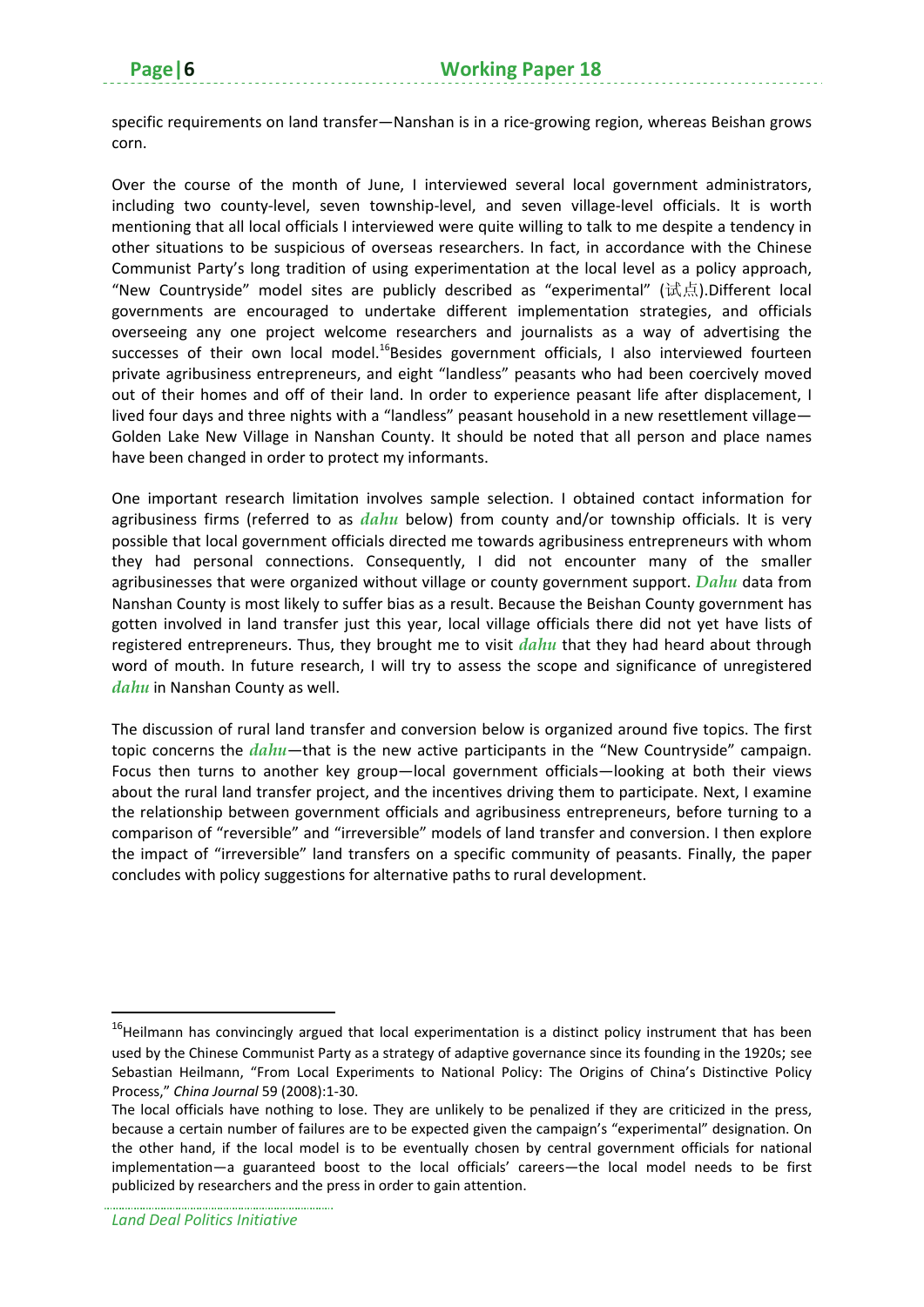specific requirements on land transfer—Nanshan is in a rice-growing region, whereas Beishan grows corn.

Over the course of the month of June, I interviewed several local government administrators, including two county-level, seven township-level, and seven village-level officials. It is worth mentioning that all local officials I interviewed were quite willing to talk to me despite a tendency in other situations to be suspicious of overseas researchers. In fact, in accordance with the Chinese Communist Party's long tradition of using experimentation at the local level as a policy approach, "New Countryside" model sites are publicly described as "experimental" (试点).Different local governments are encouraged to undertake different implementation strategies, and officials overseeing any one project welcome researchers and journalists as a way of advertising the successes of their own local model.[16]Besides government officials, I also interviewed fourteen private agribusiness entrepreneurs, and eight "landless" peasants who had been coercively moved out of their homes and off of their land. In order to experience peasant life after displacement, I lived four days and three nights with a "landless" peasant household in a new resettlement village—Golden Lake New Village in Nanshan County. It should be noted that all person and place names have been changed in order to protect my informants.

One important research limitation involves sample selection. I obtained contact information for agribusiness firms (referred to as ***dahu*** below) from county and/or township officials. It is very possible that local government officials directed me towards agribusiness entrepreneurs with whom they had personal connections. Consequently, I did not encounter many of the smaller agribusinesses that were organized without village or county government support. ***Dahu*** data from Nanshan County is most likely to suffer bias as a result. Because the Beishan County government has gotten involved in land transfer just this year, local village officials there did not yet have lists of registered entrepreneurs. Thus, they brought me to visit ***dahu*** that they had heard about through word of mouth. In future research, I will try to assess the scope and significance of unregistered ***dahu*** in Nanshan County as well.

The discussion of rural land transfer and conversion below is organized around five topics. The first topic concerns the ***dahu***—that is the new active participants in the "New Countryside" campaign. Focus then turns to another key group—local government officials—looking at both their views about the rural land transfer project, and the incentives driving them to participate. Next, I examine the relationship between government officials and agribusiness entrepreneurs, before turning to a comparison of "reversible" and "irreversible" models of land transfer and conversion. I then explore the impact of "irreversible" land transfers on a specific community of peasants. Finally, the paper concludes with policy suggestions for alternative paths to rural development.

---

[16]Heilmann has convincingly argued that local experimentation is a distinct policy instrument that has been used by the Chinese Communist Party as a strategy of adaptive governance since its founding in the 1920s; see Sebastian Heilmann, "From Local Experiments to National Policy: The Origins of China's Distinctive Policy Process," *China Journal* 59 (2008):1-30.
The local officials have nothing to lose. They are unlikely to be penalized if they are criticized in the press, because a certain number of failures are to be expected given the campaign's "experimental" designation. On the other hand, if the local model is to be eventually chosen by central government officials for national implementation—a guaranteed boost to the local officials' careers—the local model needs to be first publicized by researchers and the press in order to gain attention.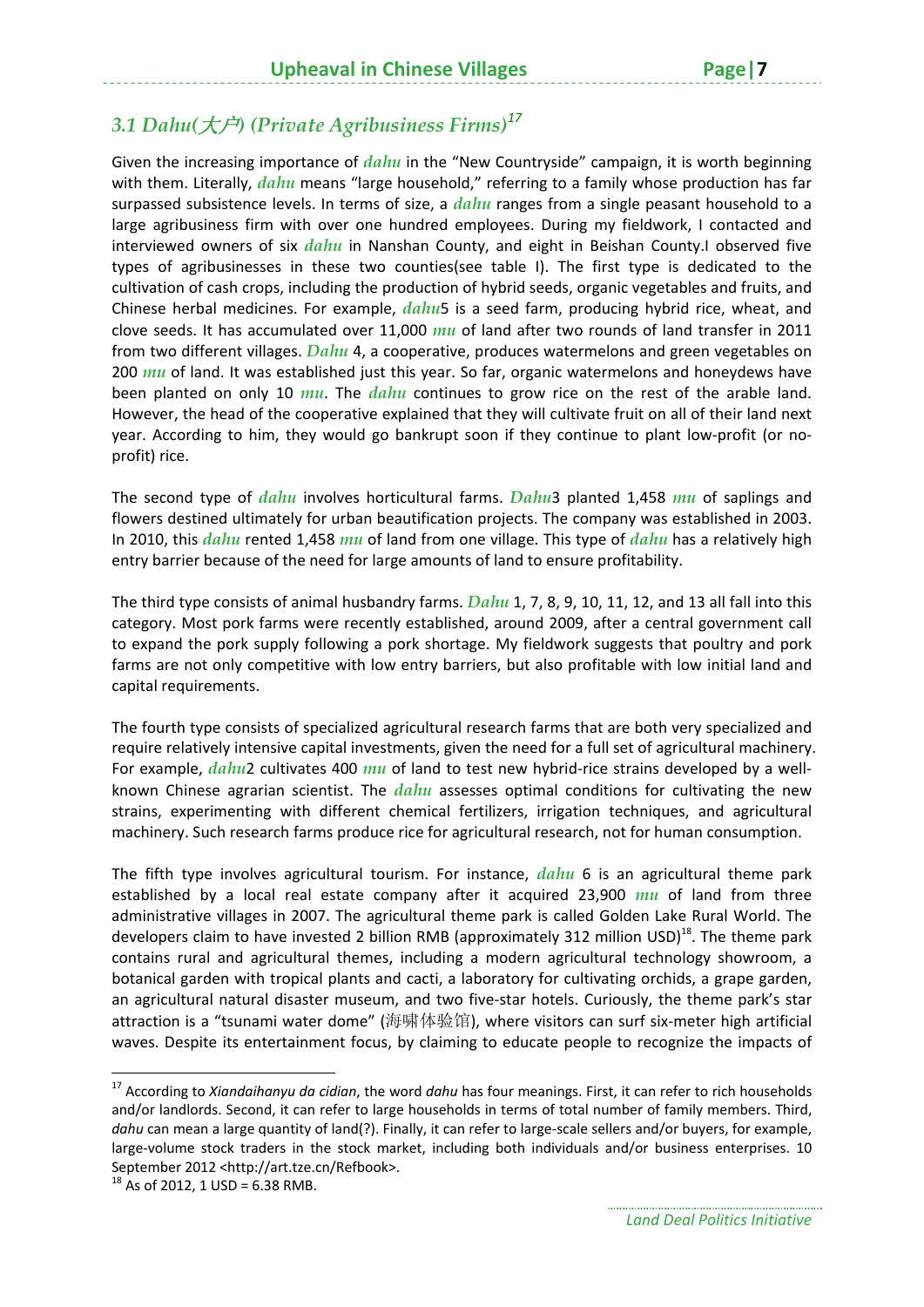## 3.1 *Dahu*(大户) (*Private Agribusiness Firms*)[17]

Given the increasing importance of *dahu* in the "New Countryside" campaign, it is worth beginning with them. Literally, *dahu* means "large household," referring to a family whose production has far surpassed subsistence levels. In terms of size, a *dahu* ranges from a single peasant household to a large agribusiness firm with over one hundred employees. During my fieldwork, I contacted and interviewed owners of six *dahu* in Nanshan County, and eight in Beishan County.I observed five types of agribusinesses in these two counties(see table I). The first type is dedicated to the cultivation of cash crops, including the production of hybrid seeds, organic vegetables and fruits, and Chinese herbal medicines. For example, *dahu*5 is a seed farm, producing hybrid rice, wheat, and clove seeds. It has accumulated over 11,000 *mu* of land after two rounds of land transfer in 2011 from two different villages. *Dahu* 4, a cooperative, produces watermelons and green vegetables on 200 *mu* of land. It was established just this year. So far, organic watermelons and honeydews have been planted on only 10 *mu*. The *dahu* continues to grow rice on the rest of the arable land. However, the head of the cooperative explained that they will cultivate fruit on all of their land next year. According to him, they would go bankrupt soon if they continue to plant low-profit (or no-profit) rice.

The second type of *dahu* involves horticultural farms. *Dahu*3 planted 1,458 *mu* of saplings and flowers destined ultimately for urban beautification projects. The company was established in 2003. In 2010, this *dahu* rented 1,458 *mu* of land from one village. This type of *dahu* has a relatively high entry barrier because of the need for large amounts of land to ensure profitability.

The third type consists of animal husbandry farms. *Dahu* 1, 7, 8, 9, 10, 11, 12, and 13 all fall into this category. Most pork farms were recently established, around 2009, after a central government call to expand the pork supply following a pork shortage. My fieldwork suggests that poultry and pork farms are not only competitive with low entry barriers, but also profitable with low initial land and capital requirements.

The fourth type consists of specialized agricultural research farms that are both very specialized and require relatively intensive capital investments, given the need for a full set of agricultural machinery. For example, *dahu*2 cultivates 400 *mu* of land to test new hybrid-rice strains developed by a well-known Chinese agrarian scientist. The *dahu* assesses optimal conditions for cultivating the new strains, experimenting with different chemical fertilizers, irrigation techniques, and agricultural machinery. Such research farms produce rice for agricultural research, not for human consumption.

The fifth type involves agricultural tourism. For instance, *dahu* 6 is an agricultural theme park established by a local real estate company after it acquired 23,900 *mu* of land from three administrative villages in 2007. The agricultural theme park is called Golden Lake Rural World. The developers claim to have invested 2 billion RMB (approximately 312 million USD)[18]. The theme park contains rural and agricultural themes, including a modern agricultural technology showroom, a botanical garden with tropical plants and cacti, a laboratory for cultivating orchids, a grape garden, an agricultural natural disaster museum, and two five-star hotels. Curiously, the theme park's star attraction is a "tsunami water dome" (海啸体验馆), where visitors can surf six-meter high artificial waves. Despite its entertainment focus, by claiming to educate people to recognize the impacts of

---

[17] According to *Xiandaihanyu da cidian*, the word *dahu* has four meanings. First, it can refer to rich households and/or landlords. Second, it can refer to large households in terms of total number of family members. Third, *dahu* can mean a large quantity of land(?). Finally, it can refer to large-scale sellers and/or buyers, for example, large-volume stock traders in the stock market, including both individuals and/or business enterprises. 10 September 2012 <http://art.tze.cn/Refbook>.

[18] As of 2012, 1 USD = 6.38 RMB.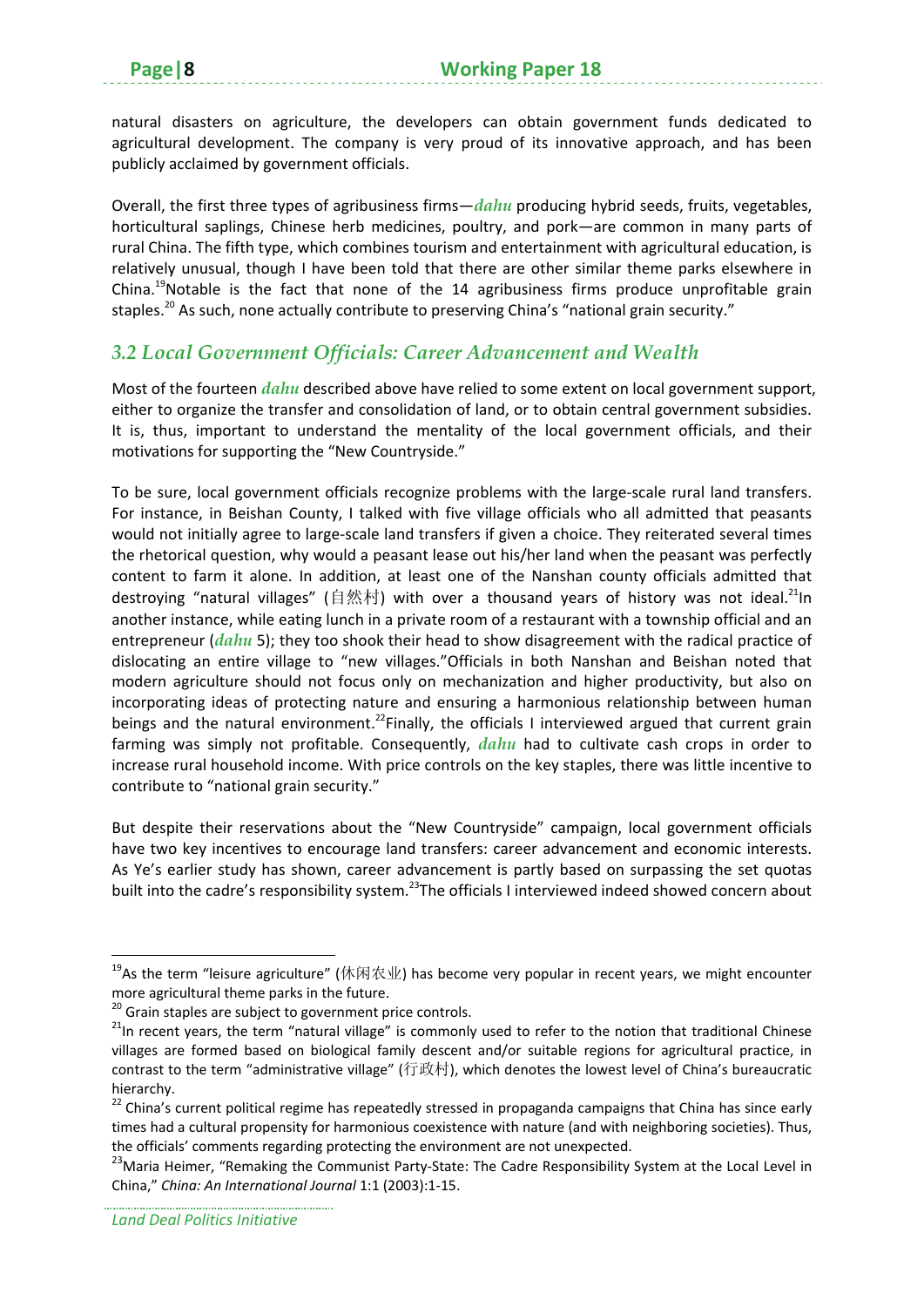natural disasters on agriculture, the developers can obtain government funds dedicated to agricultural development. The company is very proud of its innovative approach, and has been publicly acclaimed by government officials.

Overall, the first three types of agribusiness firms—*dahu* producing hybrid seeds, fruits, vegetables, horticultural saplings, Chinese herb medicines, poultry, and pork—are common in many parts of rural China. The fifth type, which combines tourism and entertainment with agricultural education, is relatively unusual, though I have been told that there are other similar theme parks elsewhere in China.[19]Notable is the fact that none of the 14 agribusiness firms produce unprofitable grain staples.[20] As such, none actually contribute to preserving China's "national grain security."

## 3.2 Local Government Officials: Career Advancement and Wealth

Most of the fourteen *dahu* described above have relied to some extent on local government support, either to organize the transfer and consolidation of land, or to obtain central government subsidies. It is, thus, important to understand the mentality of the local government officials, and their motivations for supporting the "New Countryside."

To be sure, local government officials recognize problems with the large-scale rural land transfers. For instance, in Beishan County, I talked with five village officials who all admitted that peasants would not initially agree to large-scale land transfers if given a choice. They reiterated several times the rhetorical question, why would a peasant lease out his/her land when the peasant was perfectly content to farm it alone. In addition, at least one of the Nanshan county officials admitted that destroying "natural villages" (自然村) with over a thousand years of history was not ideal.[21]In another instance, while eating lunch in a private room of a restaurant with a township official and an entrepreneur (*dahu* 5); they too shook their head to show disagreement with the radical practice of dislocating an entire village to "new villages."Officials in both Nanshan and Beishan noted that modern agriculture should not focus only on mechanization and higher productivity, but also on incorporating ideas of protecting nature and ensuring a harmonious relationship between human beings and the natural environment.[22]Finally, the officials I interviewed argued that current grain farming was simply not profitable. Consequently, *dahu* had to cultivate cash crops in order to increase rural household income. With price controls on the key staples, there was little incentive to contribute to "national grain security."

But despite their reservations about the "New Countryside" campaign, local government officials have two key incentives to encourage land transfers: career advancement and economic interests. As Ye's earlier study has shown, career advancement is partly based on surpassing the set quotas built into the cadre's responsibility system.[23]The officials I interviewed indeed showed concern about

---

[19]As the term "leisure agriculture" (休闲农业) has become very popular in recent years, we might encounter more agricultural theme parks in the future.

[20] Grain staples are subject to government price controls.

[21]In recent years, the term "natural village" is commonly used to refer to the notion that traditional Chinese villages are formed based on biological family descent and/or suitable regions for agricultural practice, in contrast to the term "administrative village" (行政村), which denotes the lowest level of China's bureaucratic hierarchy.

[22] China's current political regime has repeatedly stressed in propaganda campaigns that China has since early times had a cultural propensity for harmonious coexistence with nature (and with neighboring societies). Thus, the officials' comments regarding protecting the environment are not unexpected.

[23]Maria Heimer, "Remaking the Communist Party-State: The Cadre Responsibility System at the Local Level in China," *China: An International Journal* 1:1 (2003):1-15.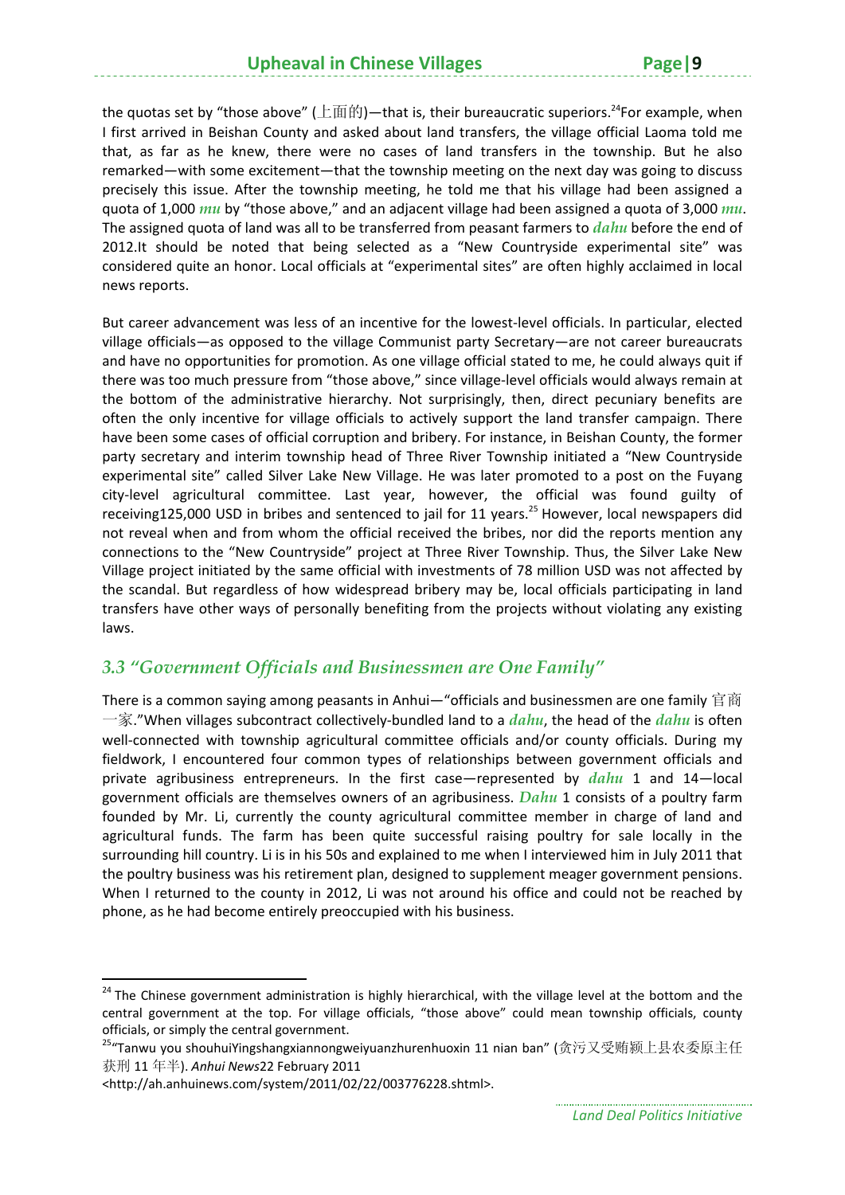the quotas set by “those above” (上面的)—that is, their bureaucratic superiors.[24]For example, when I first arrived in Beishan County and asked about land transfers, the village official Laoma told me that, as far as he knew, there were no cases of land transfers in the township. But he also remarked—with some excitement—that the township meeting on the next day was going to discuss precisely this issue. After the township meeting, he told me that his village had been assigned a quota of 1,000 *mu* by “those above,” and an adjacent village had been assigned a quota of 3,000 *mu*. The assigned quota of land was all to be transferred from peasant farmers to *dahu* before the end of 2012.It should be noted that being selected as a “New Countryside experimental site” was considered quite an honor. Local officials at “experimental sites” are often highly acclaimed in local news reports.

But career advancement was less of an incentive for the lowest-level officials. In particular, elected village officials—as opposed to the village Communist party Secretary—are not career bureaucrats and have no opportunities for promotion. As one village official stated to me, he could always quit if there was too much pressure from “those above,” since village-level officials would always remain at the bottom of the administrative hierarchy. Not surprisingly, then, direct pecuniary benefits are often the only incentive for village officials to actively support the land transfer campaign. There have been some cases of official corruption and bribery. For instance, in Beishan County, the former party secretary and interim township head of Three River Township initiated a “New Countryside experimental site” called Silver Lake New Village. He was later promoted to a post on the Fuyang city-level agricultural committee. Last year, however, the official was found guilty of receiving125,000 USD in bribes and sentenced to jail for 11 years.[25] However, local newspapers did not reveal when and from whom the official received the bribes, nor did the reports mention any connections to the “New Countryside” project at Three River Township. Thus, the Silver Lake New Village project initiated by the same official with investments of 78 million USD was not affected by the scandal. But regardless of how widespread bribery may be, local officials participating in land transfers have other ways of personally benefiting from the projects without violating any existing laws.

### 3.3 “Government Officials and Businessmen are One Family”

There is a common saying among peasants in Anhui—“officials and businessmen are one family 官商一家.”When villages subcontract collectively-bundled land to a *dahu*, the head of the *dahu* is often well-connected with township agricultural committee officials and/or county officials. During my fieldwork, I encountered four common types of relationships between government officials and private agribusiness entrepreneurs. In the first case—represented by *dahu* 1 and 14—local government officials are themselves owners of an agribusiness. *Dahu* 1 consists of a poultry farm founded by Mr. Li, currently the county agricultural committee member in charge of land and agricultural funds. The farm has been quite successful raising poultry for sale locally in the surrounding hill country. Li is in his 50s and explained to me when I interviewed him in July 2011 that the poultry business was his retirement plan, designed to supplement meager government pensions. When I returned to the county in 2012, Li was not around his office and could not be reached by phone, as he had become entirely preoccupied with his business.

---

[24] The Chinese government administration is highly hierarchical, with the village level at the bottom and the central government at the top. For village officials, “those above” could mean township officials, county officials, or simply the central government.

[25] “Tanwu you shouhuiYingshangxiannongweiyuanzhurenhuoxin 11 nian ban” (贪污又受贿颍上县农委原主任获刑 11 年半). *Anhui News*22 February 2011 <http://ah.anhuinews.com/system/2011/02/22/003776228.shtml>.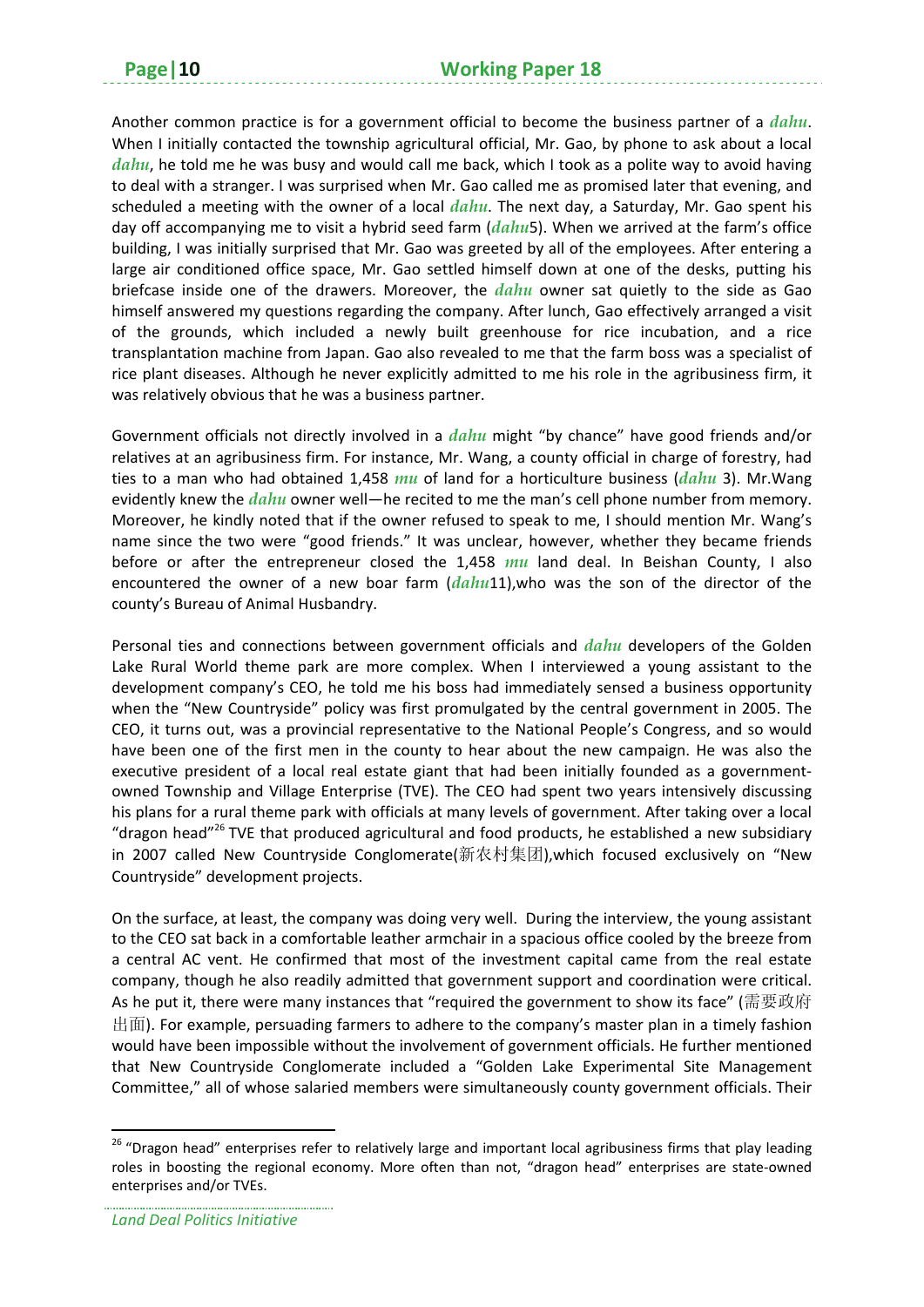Another common practice is for a government official to become the business partner of a *dahu*. When I initially contacted the township agricultural official, Mr. Gao, by phone to ask about a local *dahu*, he told me he was busy and would call me back, which I took as a polite way to avoid having to deal with a stranger. I was surprised when Mr. Gao called me as promised later that evening, and scheduled a meeting with the owner of a local *dahu*. The next day, a Saturday, Mr. Gao spent his day off accompanying me to visit a hybrid seed farm (*dahu*5). When we arrived at the farm's office building, I was initially surprised that Mr. Gao was greeted by all of the employees. After entering a large air conditioned office space, Mr. Gao settled himself down at one of the desks, putting his briefcase inside one of the drawers. Moreover, the *dahu* owner sat quietly to the side as Gao himself answered my questions regarding the company. After lunch, Gao effectively arranged a visit of the grounds, which included a newly built greenhouse for rice incubation, and a rice transplantation machine from Japan. Gao also revealed to me that the farm boss was a specialist of rice plant diseases. Although he never explicitly admitted to me his role in the agribusiness firm, it was relatively obvious that he was a business partner.

Government officials not directly involved in a *dahu* might "by chance" have good friends and/or relatives at an agribusiness firm. For instance, Mr. Wang, a county official in charge of forestry, had ties to a man who had obtained 1,458 *mu* of land for a horticulture business (*dahu* 3). Mr.Wang evidently knew the *dahu* owner well—he recited to me the man's cell phone number from memory. Moreover, he kindly noted that if the owner refused to speak to me, I should mention Mr. Wang's name since the two were "good friends." It was unclear, however, whether they became friends before or after the entrepreneur closed the 1,458 *mu* land deal. In Beishan County, I also encountered the owner of a new boar farm (*dahu*11),who was the son of the director of the county's Bureau of Animal Husbandry.

Personal ties and connections between government officials and *dahu* developers of the Golden Lake Rural World theme park are more complex. When I interviewed a young assistant to the development company's CEO, he told me his boss had immediately sensed a business opportunity when the "New Countryside" policy was first promulgated by the central government in 2005. The CEO, it turns out, was a provincial representative to the National People's Congress, and so would have been one of the first men in the county to hear about the new campaign. He was also the executive president of a local real estate giant that had been initially founded as a government-owned Township and Village Enterprise (TVE). The CEO had spent two years intensively discussing his plans for a rural theme park with officials at many levels of government. After taking over a local "dragon head"[26] TVE that produced agricultural and food products, he established a new subsidiary in 2007 called New Countryside Conglomerate(新农村集团),which focused exclusively on "New Countryside" development projects.

On the surface, at least, the company was doing very well. During the interview, the young assistant to the CEO sat back in a comfortable leather armchair in a spacious office cooled by the breeze from a central AC vent. He confirmed that most of the investment capital came from the real estate company, though he also readily admitted that government support and coordination were critical. As he put it, there were many instances that "required the government to show its face" (需要政府出面). For example, persuading farmers to adhere to the company's master plan in a timely fashion would have been impossible without the involvement of government officials. He further mentioned that New Countryside Conglomerate included a "Golden Lake Experimental Site Management Committee," all of whose salaried members were simultaneously county government officials. Their

---

[26] "Dragon head" enterprises refer to relatively large and important local agribusiness firms that play leading roles in boosting the regional economy. More often than not, "dragon head" enterprises are state-owned enterprises and/or TVEs.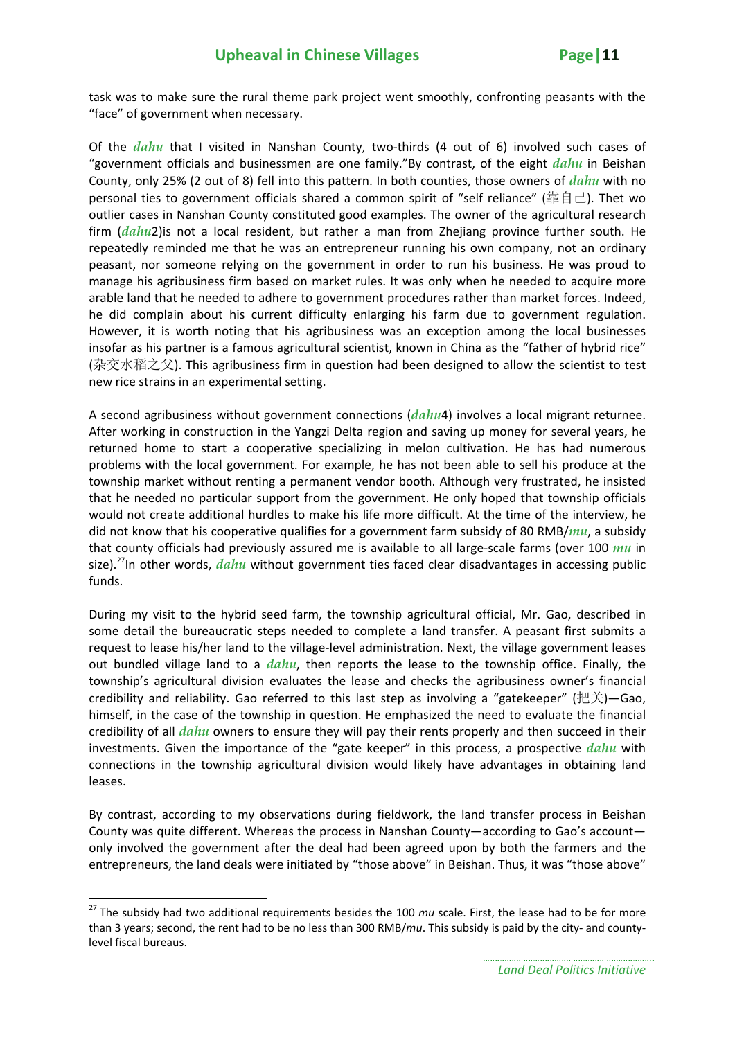task was to make sure the rural theme park project went smoothly, confronting peasants with the "face" of government when necessary.

Of the *dahu* that I visited in Nanshan County, two-thirds (4 out of 6) involved such cases of "government officials and businessmen are one family."By contrast, of the eight *dahu* in Beishan County, only 25% (2 out of 8) fell into this pattern. In both counties, those owners of *dahu* with no personal ties to government officials shared a common spirit of "self reliance" (靠自己). Thet wo outlier cases in Nanshan County constituted good examples. The owner of the agricultural research firm (*dahu*2)is not a local resident, but rather a man from Zhejiang province further south. He repeatedly reminded me that he was an entrepreneur running his own company, not an ordinary peasant, nor someone relying on the government in order to run his business. He was proud to manage his agribusiness firm based on market rules. It was only when he needed to acquire more arable land that he needed to adhere to government procedures rather than market forces. Indeed, he did complain about his current difficulty enlarging his farm due to government regulation. However, it is worth noting that his agribusiness was an exception among the local businesses insofar as his partner is a famous agricultural scientist, known in China as the "father of hybrid rice" (杂交水稻之父). This agribusiness firm in question had been designed to allow the scientist to test new rice strains in an experimental setting.

A second agribusiness without government connections (*dahu*4) involves a local migrant returnee. After working in construction in the Yangzi Delta region and saving up money for several years, he returned home to start a cooperative specializing in melon cultivation. He has had numerous problems with the local government. For example, he has not been able to sell his produce at the township market without renting a permanent vendor booth. Although very frustrated, he insisted that he needed no particular support from the government. He only hoped that township officials would not create additional hurdles to make his life more difficult. At the time of the interview, he did not know that his cooperative qualifies for a government farm subsidy of 80 RMB/*mu*, a subsidy that county officials had previously assured me is available to all large-scale farms (over 100 *mu* in size).[27]In other words, *dahu* without government ties faced clear disadvantages in accessing public funds.

During my visit to the hybrid seed farm, the township agricultural official, Mr. Gao, described in some detail the bureaucratic steps needed to complete a land transfer. A peasant first submits a request to lease his/her land to the village-level administration. Next, the village government leases out bundled village land to a *dahu*, then reports the lease to the township office. Finally, the township's agricultural division evaluates the lease and checks the agribusiness owner's financial credibility and reliability. Gao referred to this last step as involving a "gatekeeper" (把关)—Gao, himself, in the case of the township in question. He emphasized the need to evaluate the financial credibility of all *dahu* owners to ensure they will pay their rents properly and then succeed in their investments. Given the importance of the "gate keeper" in this process, a prospective *dahu* with connections in the township agricultural division would likely have advantages in obtaining land leases.

By contrast, according to my observations during fieldwork, the land transfer process in Beishan County was quite different. Whereas the process in Nanshan County—according to Gao's account—only involved the government after the deal had been agreed upon by both the farmers and the entrepreneurs, the land deals were initiated by "those above" in Beishan. Thus, it was "those above"

---

[27] The subsidy had two additional requirements besides the 100 *mu* scale. First, the lease had to be for more than 3 years; second, the rent had to be no less than 300 RMB/*mu*. This subsidy is paid by the city- and county-level fiscal bureaus.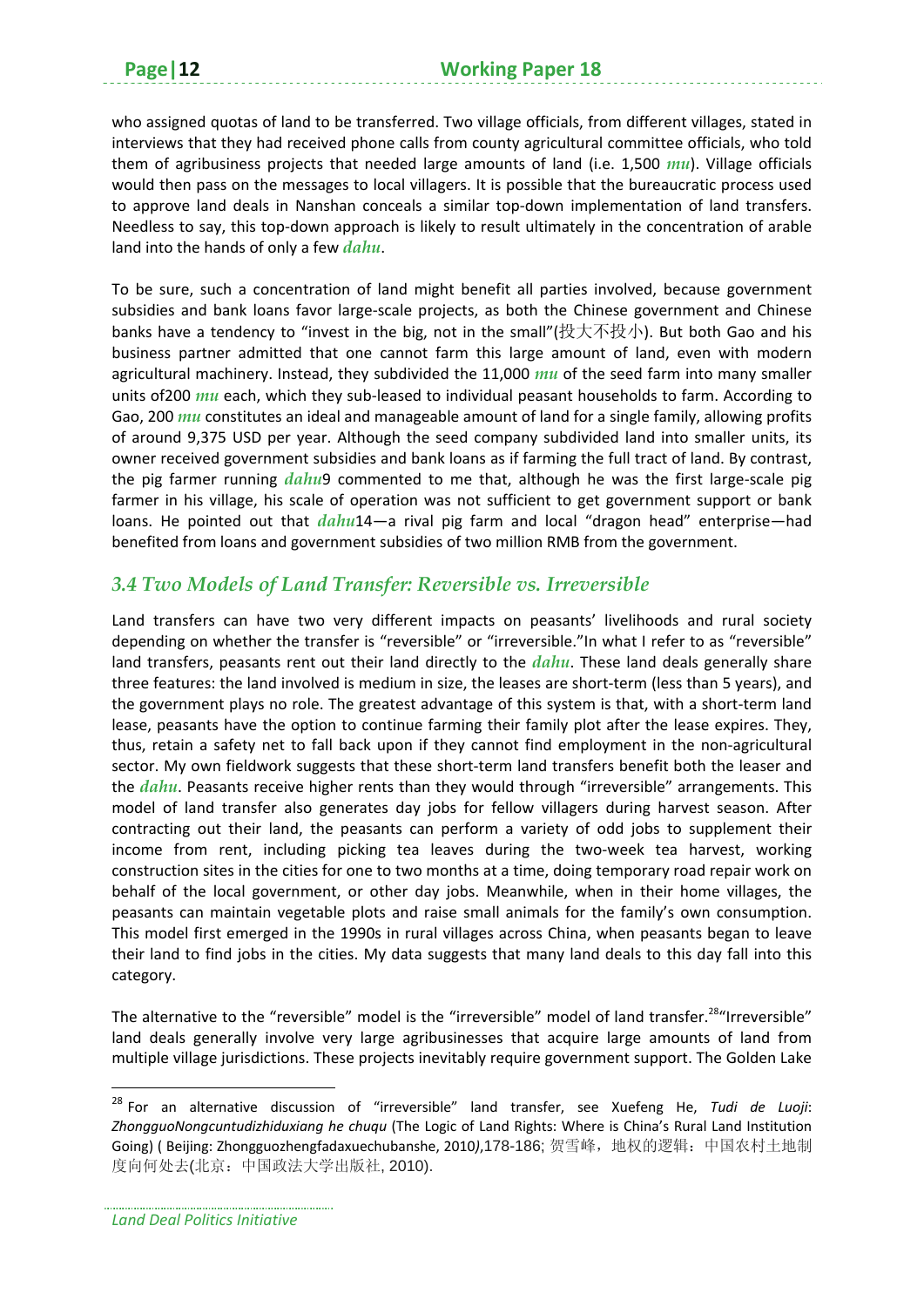who assigned quotas of land to be transferred. Two village officials, from different villages, stated in interviews that they had received phone calls from county agricultural committee officials, who told them of agribusiness projects that needed large amounts of land (i.e. 1,500 *mu*). Village officials would then pass on the messages to local villagers. It is possible that the bureaucratic process used to approve land deals in Nanshan conceals a similar top-down implementation of land transfers. Needless to say, this top-down approach is likely to result ultimately in the concentration of arable land into the hands of only a few *dahu*.

To be sure, such a concentration of land might benefit all parties involved, because government subsidies and bank loans favor large-scale projects, as both the Chinese government and Chinese banks have a tendency to "invest in the big, not in the small"(投大不投小). But both Gao and his business partner admitted that one cannot farm this large amount of land, even with modern agricultural machinery. Instead, they subdivided the 11,000 *mu* of the seed farm into many smaller units of200 *mu* each, which they sub-leased to individual peasant households to farm. According to Gao, 200 *mu* constitutes an ideal and manageable amount of land for a single family, allowing profits of around 9,375 USD per year. Although the seed company subdivided land into smaller units, its owner received government subsidies and bank loans as if farming the full tract of land. By contrast, the pig farmer running *dahu*9 commented to me that, although he was the first large-scale pig farmer in his village, his scale of operation was not sufficient to get government support or bank loans. He pointed out that *dahu*14—a rival pig farm and local "dragon head" enterprise—had benefited from loans and government subsidies of two million RMB from the government.

## 3.4 Two Models of Land Transfer: Reversible vs. Irreversible

Land transfers can have two very different impacts on peasants' livelihoods and rural society depending on whether the transfer is "reversible" or "irreversible."In what I refer to as "reversible" land transfers, peasants rent out their land directly to the *dahu*. These land deals generally share three features: the land involved is medium in size, the leases are short-term (less than 5 years), and the government plays no role. The greatest advantage of this system is that, with a short-term land lease, peasants have the option to continue farming their family plot after the lease expires. They, thus, retain a safety net to fall back upon if they cannot find employment in the non-agricultural sector. My own fieldwork suggests that these short-term land transfers benefit both the leaser and the *dahu*. Peasants receive higher rents than they would through "irreversible" arrangements. This model of land transfer also generates day jobs for fellow villagers during harvest season. After contracting out their land, the peasants can perform a variety of odd jobs to supplement their income from rent, including picking tea leaves during the two-week tea harvest, working construction sites in the cities for one to two months at a time, doing temporary road repair work on behalf of the local government, or other day jobs. Meanwhile, when in their home villages, the peasants can maintain vegetable plots and raise small animals for the family's own consumption. This model first emerged in the 1990s in rural villages across China, when peasants began to leave their land to find jobs in the cities. My data suggests that many land deals to this day fall into this category.

The alternative to the "reversible" model is the "irreversible" model of land transfer.[28]"Irreversible" land deals generally involve very large agribusinesses that acquire large amounts of land from multiple village jurisdictions. These projects inevitably require government support. The Golden Lake

---

[28] For an alternative discussion of "irreversible" land transfer, see Xuefeng He, *Tudi de Luoji*: *ZhongguoNongcuntudizhiduxiang he chuqu* (The Logic of Land Rights: Where is China's Rural Land Institution Going) ( Beijing: Zhongguozhengfadaxuechubanshe, 2010*)*,178-186; 贺雪峰，地权的逻辑：中国农村土地制度向何处去(北京：中国政法大学出版社, 2010).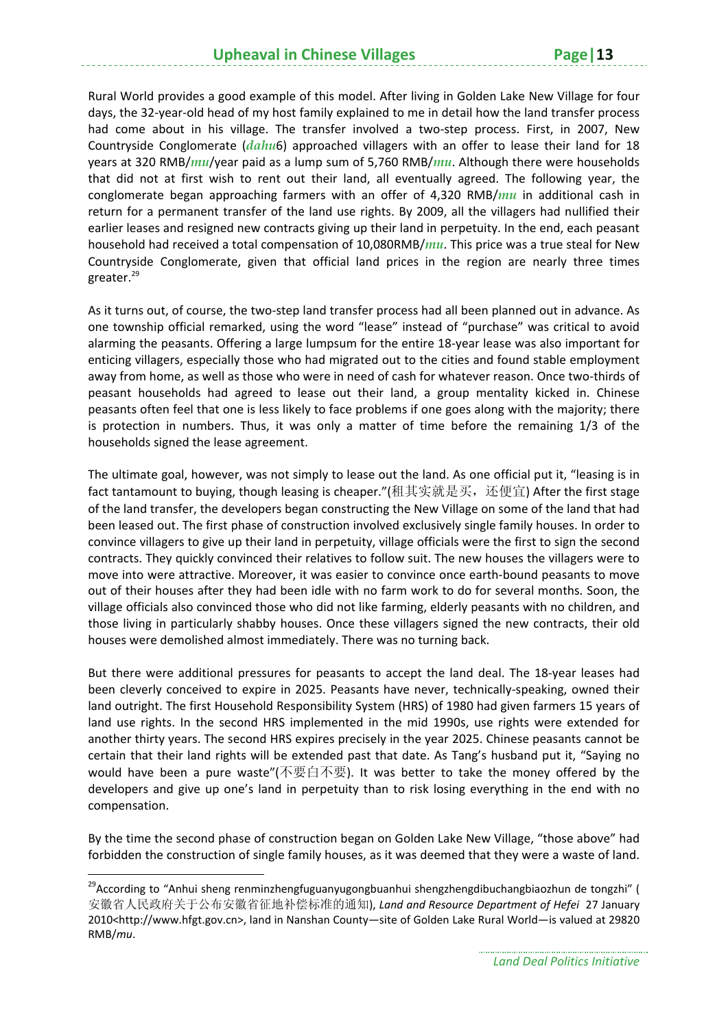Rural World provides a good example of this model. After living in Golden Lake New Village for four days, the 32-year-old head of my host family explained to me in detail how the land transfer process had come about in his village. The transfer involved a two-step process. First, in 2007, New Countryside Conglomerate (*dahu*6) approached villagers with an offer to lease their land for 18 years at 320 RMB/*mu*/year paid as a lump sum of 5,760 RMB/*mu*. Although there were households that did not at first wish to rent out their land, all eventually agreed. The following year, the conglomerate began approaching farmers with an offer of 4,320 RMB/*mu* in additional cash in return for a permanent transfer of the land use rights. By 2009, all the villagers had nullified their earlier leases and resigned new contracts giving up their land in perpetuity. In the end, each peasant household had received a total compensation of 10,080RMB/*mu*. This price was a true steal for New Countryside Conglomerate, given that official land prices in the region are nearly three times greater.[29]

As it turns out, of course, the two-step land transfer process had all been planned out in advance. As one township official remarked, using the word "lease" instead of "purchase" was critical to avoid alarming the peasants. Offering a large lumpsum for the entire 18-year lease was also important for enticing villagers, especially those who had migrated out to the cities and found stable employment away from home, as well as those who were in need of cash for whatever reason. Once two-thirds of peasant households had agreed to lease out their land, a group mentality kicked in. Chinese peasants often feel that one is less likely to face problems if one goes along with the majority; there is protection in numbers. Thus, it was only a matter of time before the remaining 1/3 of the households signed the lease agreement.

The ultimate goal, however, was not simply to lease out the land. As one official put it, "leasing is in fact tantamount to buying, though leasing is cheaper."(租其实就是买，还便宜) After the first stage of the land transfer, the developers began constructing the New Village on some of the land that had been leased out. The first phase of construction involved exclusively single family houses. In order to convince villagers to give up their land in perpetuity, village officials were the first to sign the second contracts. They quickly convinced their relatives to follow suit. The new houses the villagers were to move into were attractive. Moreover, it was easier to convince once earth-bound peasants to move out of their houses after they had been idle with no farm work to do for several months. Soon, the village officials also convinced those who did not like farming, elderly peasants with no children, and those living in particularly shabby houses. Once these villagers signed the new contracts, their old houses were demolished almost immediately. There was no turning back.

But there were additional pressures for peasants to accept the land deal. The 18-year leases had been cleverly conceived to expire in 2025. Peasants have never, technically-speaking, owned their land outright. The first Household Responsibility System (HRS) of 1980 had given farmers 15 years of land use rights. In the second HRS implemented in the mid 1990s, use rights were extended for another thirty years. The second HRS expires precisely in the year 2025. Chinese peasants cannot be certain that their land rights will be extended past that date. As Tang's husband put it, "Saying no would have been a pure waste"(不要白不要). It was better to take the money offered by the developers and give up one's land in perpetuity than to risk losing everything in the end with no compensation.

By the time the second phase of construction began on Golden Lake New Village, "those above" had forbidden the construction of single family houses, as it was deemed that they were a waste of land.

---

[29] According to "Anhui sheng renminzhengfuguanyugongbuanhui shengzhengdibuchangbiaozhun de tongzhi" (安徽省人民政府关于公布安徽省征地补偿标准的通知), *Land and Resource Department of Hefei* 27 January 2010<http://www.hfgt.gov.cn>, land in Nanshan County—site of Golden Lake Rural World—is valued at 29820 RMB/*mu*.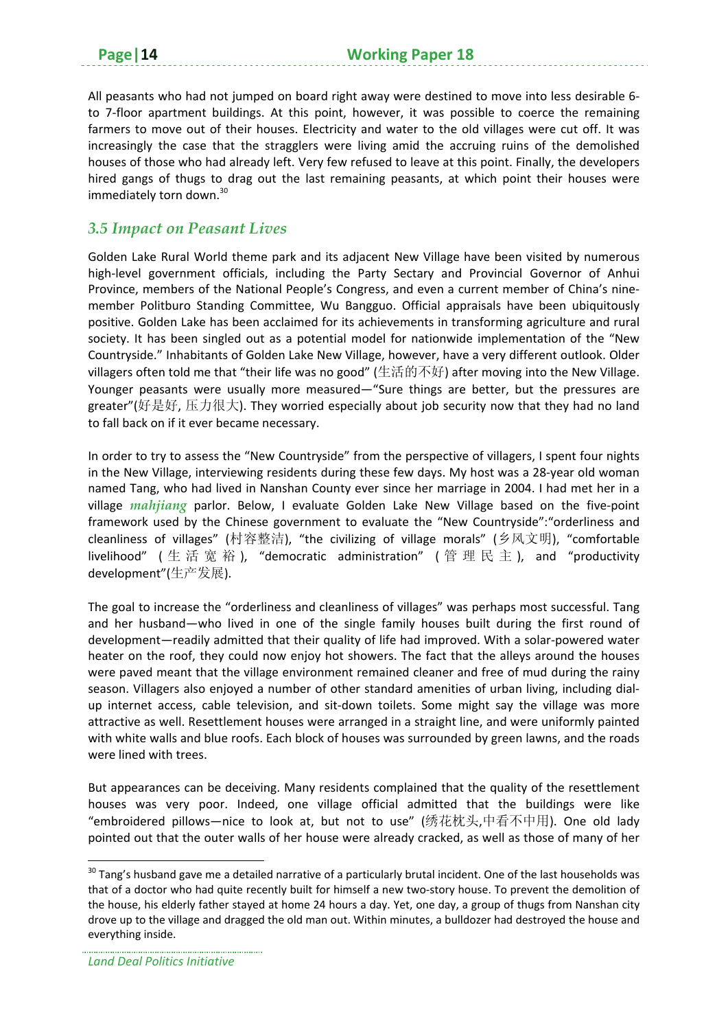All peasants who had not jumped on board right away were destined to move into less desirable 6- to 7-floor apartment buildings. At this point, however, it was possible to coerce the remaining farmers to move out of their houses. Electricity and water to the old villages were cut off. It was increasingly the case that the stragglers were living amid the accruing ruins of the demolished houses of those who had already left. Very few refused to leave at this point. Finally, the developers hired gangs of thugs to drag out the last remaining peasants, at which point their houses were immediately torn down.[30]

### *3.5 Impact on Peasant Lives*

Golden Lake Rural World theme park and its adjacent New Village have been visited by numerous high-level government officials, including the Party Sectary and Provincial Governor of Anhui Province, members of the National People's Congress, and even a current member of China's nine-member Politburo Standing Committee, Wu Bangguo. Official appraisals have been ubiquitously positive. Golden Lake has been acclaimed for its achievements in transforming agriculture and rural society. It has been singled out as a potential model for nationwide implementation of the "New Countryside." Inhabitants of Golden Lake New Village, however, have a very different outlook. Older villagers often told me that "their life was no good" (生活的不好) after moving into the New Village. Younger peasants were usually more measured—"Sure things are better, but the pressures are greater"(好是好, 压力很大). They worried especially about job security now that they had no land to fall back on if it ever became necessary.

In order to try to assess the "New Countryside" from the perspective of villagers, I spent four nights in the New Village, interviewing residents during these few days. My host was a 28-year old woman named Tang, who had lived in Nanshan County ever since her marriage in 2004. I had met her in a village *mahjiang* parlor. Below, I evaluate Golden Lake New Village based on the five-point framework used by the Chinese government to evaluate the "New Countryside":"orderliness and cleanliness of villages" (村容整洁), "the civilizing of village morals" (乡风文明), "comfortable livelihood" (生活宽裕), "democratic administration" (管理民主), and "productivity development"(生产发展).

The goal to increase the "orderliness and cleanliness of villages" was perhaps most successful. Tang and her husband—who lived in one of the single family houses built during the first round of development—readily admitted that their quality of life had improved. With a solar-powered water heater on the roof, they could now enjoy hot showers. The fact that the alleys around the houses were paved meant that the village environment remained cleaner and free of mud during the rainy season. Villagers also enjoyed a number of other standard amenities of urban living, including dial-up internet access, cable television, and sit-down toilets. Some might say the village was more attractive as well. Resettlement houses were arranged in a straight line, and were uniformly painted with white walls and blue roofs. Each block of houses was surrounded by green lawns, and the roads were lined with trees.

But appearances can be deceiving. Many residents complained that the quality of the resettlement houses was very poor. Indeed, one village official admitted that the buildings were like "embroidered pillows—nice to look at, but not to use" (绣花枕头,中看不中用). One old lady pointed out that the outer walls of her house were already cracked, as well as those of many of her

---

[30] Tang's husband gave me a detailed narrative of a particularly brutal incident. One of the last households was that of a doctor who had quite recently built for himself a new two-story house. To prevent the demolition of the house, his elderly father stayed at home 24 hours a day. Yet, one day, a group of thugs from Nanshan city drove up to the village and dragged the old man out. Within minutes, a bulldozer had destroyed the house and everything inside.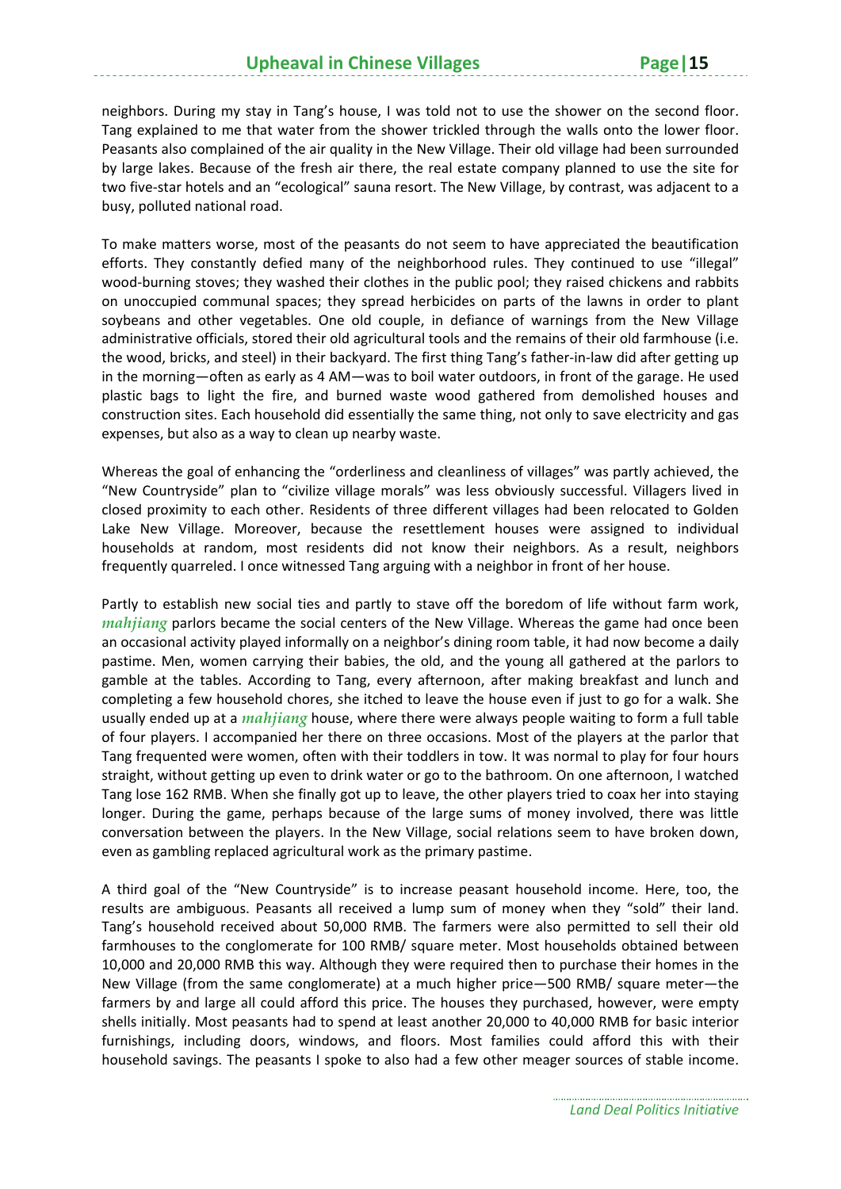neighbors. During my stay in Tang's house, I was told not to use the shower on the second floor. Tang explained to me that water from the shower trickled through the walls onto the lower floor. Peasants also complained of the air quality in the New Village. Their old village had been surrounded by large lakes. Because of the fresh air there, the real estate company planned to use the site for two five-star hotels and an "ecological" sauna resort. The New Village, by contrast, was adjacent to a busy, polluted national road.

To make matters worse, most of the peasants do not seem to have appreciated the beautification efforts. They constantly defied many of the neighborhood rules. They continued to use "illegal" wood-burning stoves; they washed their clothes in the public pool; they raised chickens and rabbits on unoccupied communal spaces; they spread herbicides on parts of the lawns in order to plant soybeans and other vegetables. One old couple, in defiance of warnings from the New Village administrative officials, stored their old agricultural tools and the remains of their old farmhouse (i.e. the wood, bricks, and steel) in their backyard. The first thing Tang's father-in-law did after getting up in the morning—often as early as 4 AM—was to boil water outdoors, in front of the garage. He used plastic bags to light the fire, and burned waste wood gathered from demolished houses and construction sites. Each household did essentially the same thing, not only to save electricity and gas expenses, but also as a way to clean up nearby waste.

Whereas the goal of enhancing the "orderliness and cleanliness of villages" was partly achieved, the "New Countryside" plan to "civilize village morals" was less obviously successful. Villagers lived in closed proximity to each other. Residents of three different villages had been relocated to Golden Lake New Village. Moreover, because the resettlement houses were assigned to individual households at random, most residents did not know their neighbors. As a result, neighbors frequently quarreled. I once witnessed Tang arguing with a neighbor in front of her house.

Partly to establish new social ties and partly to stave off the boredom of life without farm work, *mahjiang* parlors became the social centers of the New Village. Whereas the game had once been an occasional activity played informally on a neighbor's dining room table, it had now become a daily pastime. Men, women carrying their babies, the old, and the young all gathered at the parlors to gamble at the tables. According to Tang, every afternoon, after making breakfast and lunch and completing a few household chores, she itched to leave the house even if just to go for a walk. She usually ended up at a *mahjiang* house, where there were always people waiting to form a full table of four players. I accompanied her there on three occasions. Most of the players at the parlor that Tang frequented were women, often with their toddlers in tow. It was normal to play for four hours straight, without getting up even to drink water or go to the bathroom. On one afternoon, I watched Tang lose 162 RMB. When she finally got up to leave, the other players tried to coax her into staying longer. During the game, perhaps because of the large sums of money involved, there was little conversation between the players. In the New Village, social relations seem to have broken down, even as gambling replaced agricultural work as the primary pastime.

A third goal of the "New Countryside" is to increase peasant household income. Here, too, the results are ambiguous. Peasants all received a lump sum of money when they "sold" their land. Tang's household received about 50,000 RMB. The farmers were also permitted to sell their old farmhouses to the conglomerate for 100 RMB/ square meter. Most households obtained between 10,000 and 20,000 RMB this way. Although they were required then to purchase their homes in the New Village (from the same conglomerate) at a much higher price—500 RMB/ square meter—the farmers by and large all could afford this price. The houses they purchased, however, were empty shells initially. Most peasants had to spend at least another 20,000 to 40,000 RMB for basic interior furnishings, including doors, windows, and floors. Most families could afford this with their household savings. The peasants I spoke to also had a few other meager sources of stable income.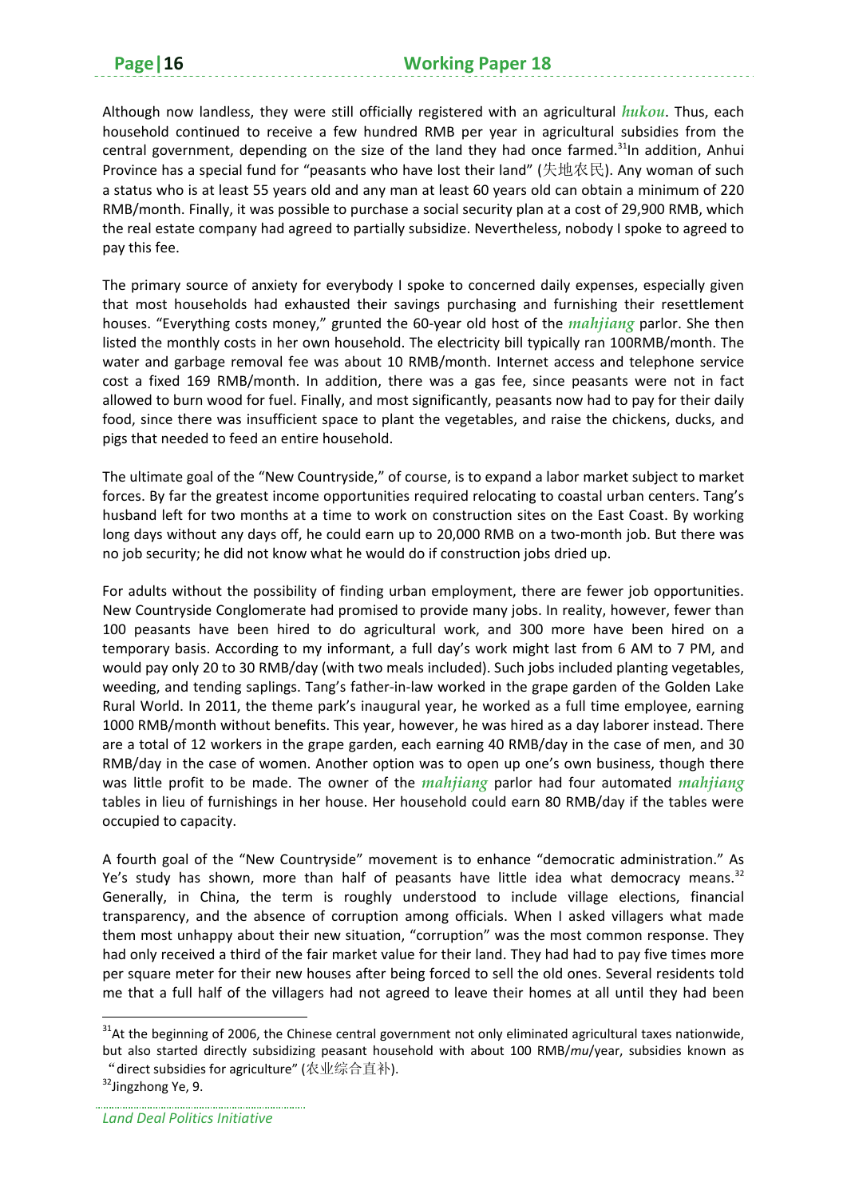Although now landless, they were still officially registered with an agricultural ***hukou***. Thus, each household continued to receive a few hundred RMB per year in agricultural subsidies from the central government, depending on the size of the land they had once farmed.[31] In addition, Anhui Province has a special fund for "peasants who have lost their land" (失地农民). Any woman of such a status who is at least 55 years old and any man at least 60 years old can obtain a minimum of 220 RMB/month. Finally, it was possible to purchase a social security plan at a cost of 29,900 RMB, which the real estate company had agreed to partially subsidize. Nevertheless, nobody I spoke to agreed to pay this fee.

The primary source of anxiety for everybody I spoke to concerned daily expenses, especially given that most households had exhausted their savings purchasing and furnishing their resettlement houses. "Everything costs money," grunted the 60-year old host of the ***mahjiang*** parlor. She then listed the monthly costs in her own household. The electricity bill typically ran 100RMB/month. The water and garbage removal fee was about 10 RMB/month. Internet access and telephone service cost a fixed 169 RMB/month. In addition, there was a gas fee, since peasants were not in fact allowed to burn wood for fuel. Finally, and most significantly, peasants now had to pay for their daily food, since there was insufficient space to plant the vegetables, and raise the chickens, ducks, and pigs that needed to feed an entire household.

The ultimate goal of the "New Countryside," of course, is to expand a labor market subject to market forces. By far the greatest income opportunities required relocating to coastal urban centers. Tang's husband left for two months at a time to work on construction sites on the East Coast. By working long days without any days off, he could earn up to 20,000 RMB on a two-month job. But there was no job security; he did not know what he would do if construction jobs dried up.

For adults without the possibility of finding urban employment, there are fewer job opportunities. New Countryside Conglomerate had promised to provide many jobs. In reality, however, fewer than 100 peasants have been hired to do agricultural work, and 300 more have been hired on a temporary basis. According to my informant, a full day's work might last from 6 AM to 7 PM, and would pay only 20 to 30 RMB/day (with two meals included). Such jobs included planting vegetables, weeding, and tending saplings. Tang's father-in-law worked in the grape garden of the Golden Lake Rural World. In 2011, the theme park's inaugural year, he worked as a full time employee, earning 1000 RMB/month without benefits. This year, however, he was hired as a day laborer instead. There are a total of 12 workers in the grape garden, each earning 40 RMB/day in the case of men, and 30 RMB/day in the case of women. Another option was to open up one's own business, though there was little profit to be made. The owner of the ***mahjiang*** parlor had four automated ***mahjiang*** tables in lieu of furnishings in her house. Her household could earn 80 RMB/day if the tables were occupied to capacity.

A fourth goal of the "New Countryside" movement is to enhance "democratic administration." As Ye's study has shown, more than half of peasants have little idea what democracy means.[32] Generally, in China, the term is roughly understood to include village elections, financial transparency, and the absence of corruption among officials. When I asked villagers what made them most unhappy about their new situation, "corruption" was the most common response. They had only received a third of the fair market value for their land. They had had to pay five times more per square meter for their new houses after being forced to sell the old ones. Several residents told me that a full half of the villagers had not agreed to leave their homes at all until they had been

---

[31] At the beginning of 2006, the Chinese central government not only eliminated agricultural taxes nationwide, but also started directly subsidizing peasant household with about 100 RMB/*mu*/year, subsidies known as "direct subsidies for agriculture" (农业综合直补).

[32] Jingzhong Ye, 9.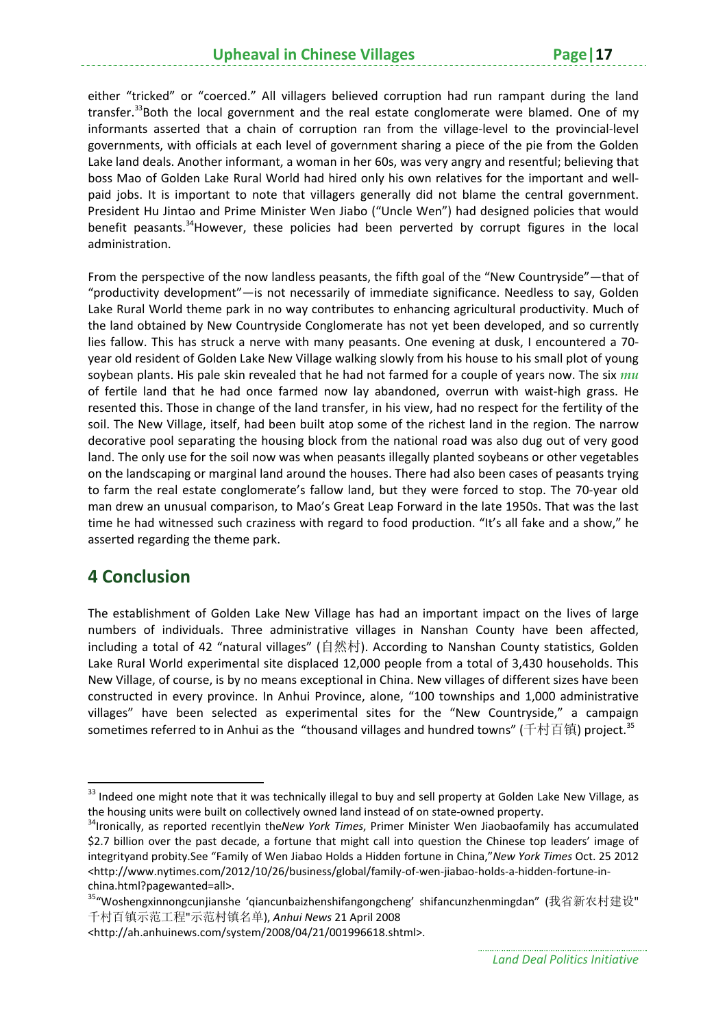either "tricked" or "coerced." All villagers believed corruption had run rampant during the land transfer.[33]Both the local government and the real estate conglomerate were blamed. One of my informants asserted that a chain of corruption ran from the village-level to the provincial-level governments, with officials at each level of government sharing a piece of the pie from the Golden Lake land deals. Another informant, a woman in her 60s, was very angry and resentful; believing that boss Mao of Golden Lake Rural World had hired only his own relatives for the important and well-paid jobs. It is important to note that villagers generally did not blame the central government. President Hu Jintao and Prime Minister Wen Jiabo ("Uncle Wen") had designed policies that would benefit peasants.[34]However, these policies had been perverted by corrupt figures in the local administration.

From the perspective of the now landless peasants, the fifth goal of the "New Countryside"—that of "productivity development"—is not necessarily of immediate significance. Needless to say, Golden Lake Rural World theme park in no way contributes to enhancing agricultural productivity. Much of the land obtained by New Countryside Conglomerate has not yet been developed, and so currently lies fallow. This has struck a nerve with many peasants. One evening at dusk, I encountered a 70-year old resident of Golden Lake New Village walking slowly from his house to his small plot of young soybean plants. His pale skin revealed that he had not farmed for a couple of years now. The six *mu* of fertile land that he had once farmed now lay abandoned, overrun with waist-high grass. He resented this. Those in change of the land transfer, in his view, had no respect for the fertility of the soil. The New Village, itself, had been built atop some of the richest land in the region. The narrow decorative pool separating the housing block from the national road was also dug out of very good land. The only use for the soil now was when peasants illegally planted soybeans or other vegetables on the landscaping or marginal land around the houses. There had also been cases of peasants trying to farm the real estate conglomerate's fallow land, but they were forced to stop. The 70-year old man drew an unusual comparison, to Mao's Great Leap Forward in the late 1950s. That was the last time he had witnessed such craziness with regard to food production. "It's all fake and a show," he asserted regarding the theme park.

# 4 Conclusion

The establishment of Golden Lake New Village has had an important impact on the lives of large numbers of individuals. Three administrative villages in Nanshan County have been affected, including a total of 42 "natural villages" (自然村). According to Nanshan County statistics, Golden Lake Rural World experimental site displaced 12,000 people from a total of 3,430 households. This New Village, of course, is by no means exceptional in China. New villages of different sizes have been constructed in every province. In Anhui Province, alone, "100 townships and 1,000 administrative villages" have been selected as experimental sites for the "New Countryside," a campaign sometimes referred to in Anhui as the "thousand villages and hundred towns" (千村百镇) project.[35]

---

[33] Indeed one might note that it was technically illegal to buy and sell property at Golden Lake New Village, as the housing units were built on collectively owned land instead of on state-owned property.

[34] Ironically, as reported recentlyin the*New York Times*, Primer Minister Wen Jiaobaofamily has accumulated $2.7 billion over the past decade, a fortune that might call into question the Chinese top leaders' image of integrityand probity.See "Family of Wen Jiabao Holds a Hidden fortune in China,"*New York Times* Oct. 25 2012 <http://www.nytimes.com/2012/10/26/business/global/family-of-wen-jiabao-holds-a-hidden-fortune-in-china.html?pagewanted=all>.

[35] "Woshengxinnongcunjianshe 'qiancunbaizhenshifangongcheng' shifancunzhenmingdan" (我省新农村建设"千村百镇示范工程"示范村镇名单), *Anhui News* 21 April 2008 <http://ah.anhuinews.com/system/2008/04/21/001996618.shtml>.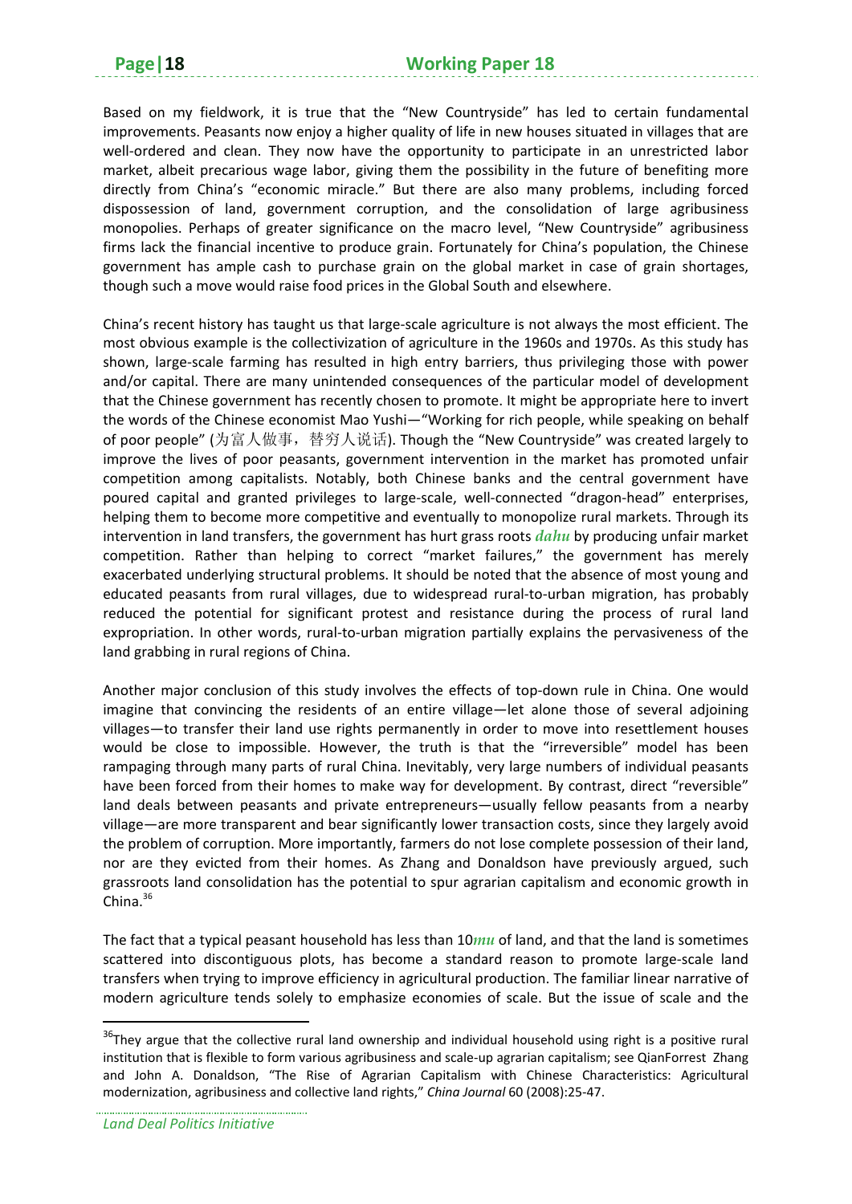Based on my fieldwork, it is true that the "New Countryside" has led to certain fundamental improvements. Peasants now enjoy a higher quality of life in new houses situated in villages that are well-ordered and clean. They now have the opportunity to participate in an unrestricted labor market, albeit precarious wage labor, giving them the possibility in the future of benefiting more directly from China's "economic miracle." But there are also many problems, including forced dispossession of land, government corruption, and the consolidation of large agribusiness monopolies. Perhaps of greater significance on the macro level, "New Countryside" agribusiness firms lack the financial incentive to produce grain. Fortunately for China's population, the Chinese government has ample cash to purchase grain on the global market in case of grain shortages, though such a move would raise food prices in the Global South and elsewhere.

China's recent history has taught us that large-scale agriculture is not always the most efficient. The most obvious example is the collectivization of agriculture in the 1960s and 1970s. As this study has shown, large-scale farming has resulted in high entry barriers, thus privileging those with power and/or capital. There are many unintended consequences of the particular model of development that the Chinese government has recently chosen to promote. It might be appropriate here to invert the words of the Chinese economist Mao Yushi—"Working for rich people, while speaking on behalf of poor people" (为富人做事，替穷人说话). Though the "New Countryside" was created largely to improve the lives of poor peasants, government intervention in the market has promoted unfair competition among capitalists. Notably, both Chinese banks and the central government have poured capital and granted privileges to large-scale, well-connected "dragon-head" enterprises, helping them to become more competitive and eventually to monopolize rural markets. Through its intervention in land transfers, the government has hurt grass roots *dahu* by producing unfair market competition. Rather than helping to correct "market failures," the government has merely exacerbated underlying structural problems. It should be noted that the absence of most young and educated peasants from rural villages, due to widespread rural-to-urban migration, has probably reduced the potential for significant protest and resistance during the process of rural land expropriation. In other words, rural-to-urban migration partially explains the pervasiveness of the land grabbing in rural regions of China.

Another major conclusion of this study involves the effects of top-down rule in China. One would imagine that convincing the residents of an entire village—let alone those of several adjoining villages—to transfer their land use rights permanently in order to move into resettlement houses would be close to impossible. However, the truth is that the "irreversible" model has been rampaging through many parts of rural China. Inevitably, very large numbers of individual peasants have been forced from their homes to make way for development. By contrast, direct "reversible" land deals between peasants and private entrepreneurs—usually fellow peasants from a nearby village—are more transparent and bear significantly lower transaction costs, since they largely avoid the problem of corruption. More importantly, farmers do not lose complete possession of their land, nor are they evicted from their homes. As Zhang and Donaldson have previously argued, such grassroots land consolidation has the potential to spur agrarian capitalism and economic growth in China.[36]

The fact that a typical peasant household has less than 10*mu* of land, and that the land is sometimes scattered into discontiguous plots, has become a standard reason to promote large-scale land transfers when trying to improve efficiency in agricultural production. The familiar linear narrative of modern agriculture tends solely to emphasize economies of scale. But the issue of scale and the

[36] They argue that the collective rural land ownership and individual household using right is a positive rural institution that is flexible to form various agribusiness and scale-up agrarian capitalism; see QianForrest Zhang and John A. Donaldson, "The Rise of Agrarian Capitalism with Chinese Characteristics: Agricultural modernization, agribusiness and collective land rights," *China Journal* 60 (2008):25-47.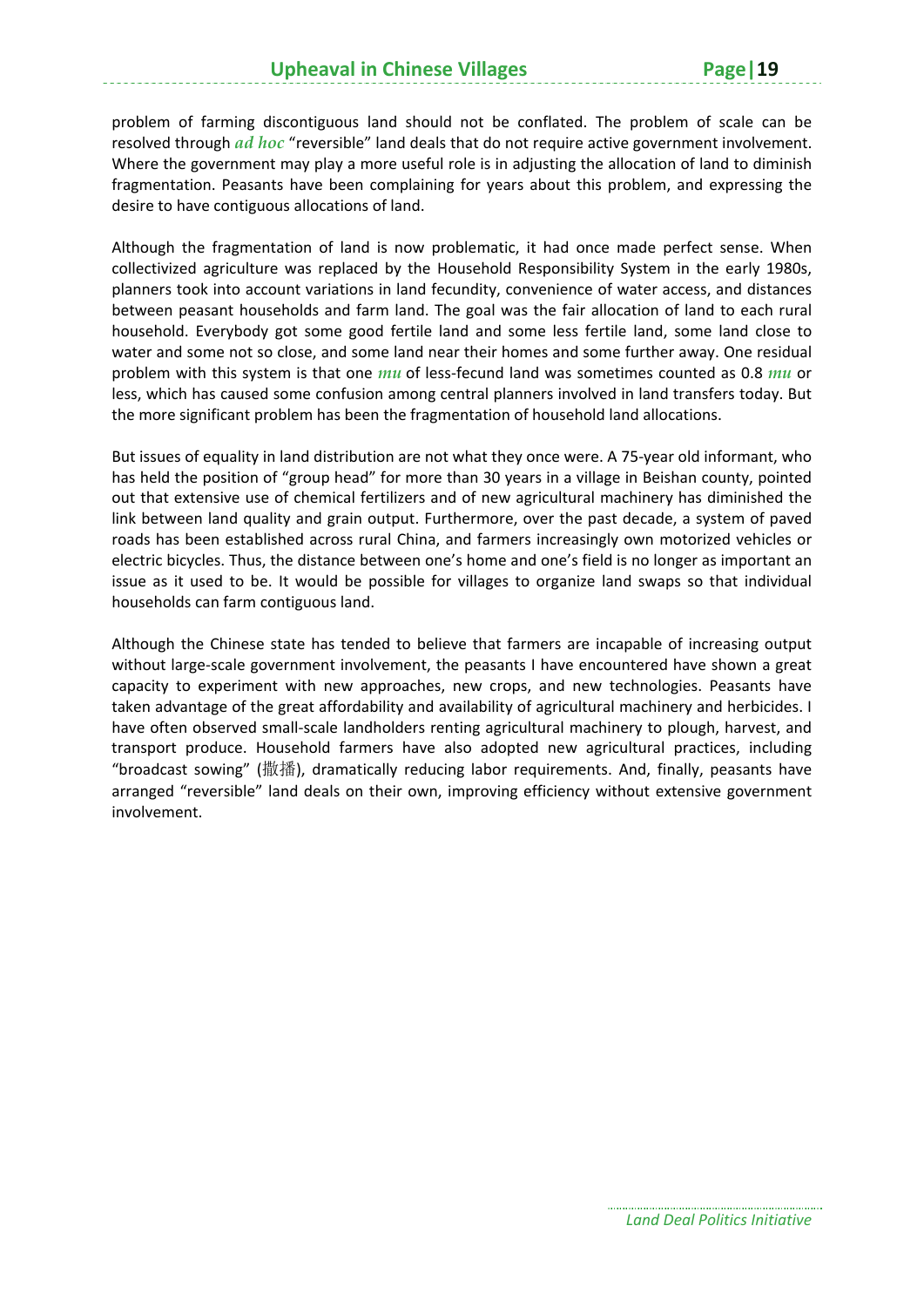problem of farming discontiguous land should not be conflated. The problem of scale can be resolved through *ad hoc* "reversible" land deals that do not require active government involvement. Where the government may play a more useful role is in adjusting the allocation of land to diminish fragmentation. Peasants have been complaining for years about this problem, and expressing the desire to have contiguous allocations of land.

Although the fragmentation of land is now problematic, it had once made perfect sense. When collectivized agriculture was replaced by the Household Responsibility System in the early 1980s, planners took into account variations in land fecundity, convenience of water access, and distances between peasant households and farm land. The goal was the fair allocation of land to each rural household. Everybody got some good fertile land and some less fertile land, some land close to water and some not so close, and some land near their homes and some further away. One residual problem with this system is that one *mu* of less-fecund land was sometimes counted as 0.8 *mu* or less, which has caused some confusion among central planners involved in land transfers today. But the more significant problem has been the fragmentation of household land allocations.

But issues of equality in land distribution are not what they once were. A 75-year old informant, who has held the position of "group head" for more than 30 years in a village in Beishan county, pointed out that extensive use of chemical fertilizers and of new agricultural machinery has diminished the link between land quality and grain output. Furthermore, over the past decade, a system of paved roads has been established across rural China, and farmers increasingly own motorized vehicles or electric bicycles. Thus, the distance between one's home and one's field is no longer as important an issue as it used to be. It would be possible for villages to organize land swaps so that individual households can farm contiguous land.

Although the Chinese state has tended to believe that farmers are incapable of increasing output without large-scale government involvement, the peasants I have encountered have shown a great capacity to experiment with new approaches, new crops, and new technologies. Peasants have taken advantage of the great affordability and availability of agricultural machinery and herbicides. I have often observed small-scale landholders renting agricultural machinery to plough, harvest, and transport produce. Household farmers have also adopted new agricultural practices, including "broadcast sowing" (撒播), dramatically reducing labor requirements. And, finally, peasants have arranged "reversible" land deals on their own, improving efficiency without extensive government involvement.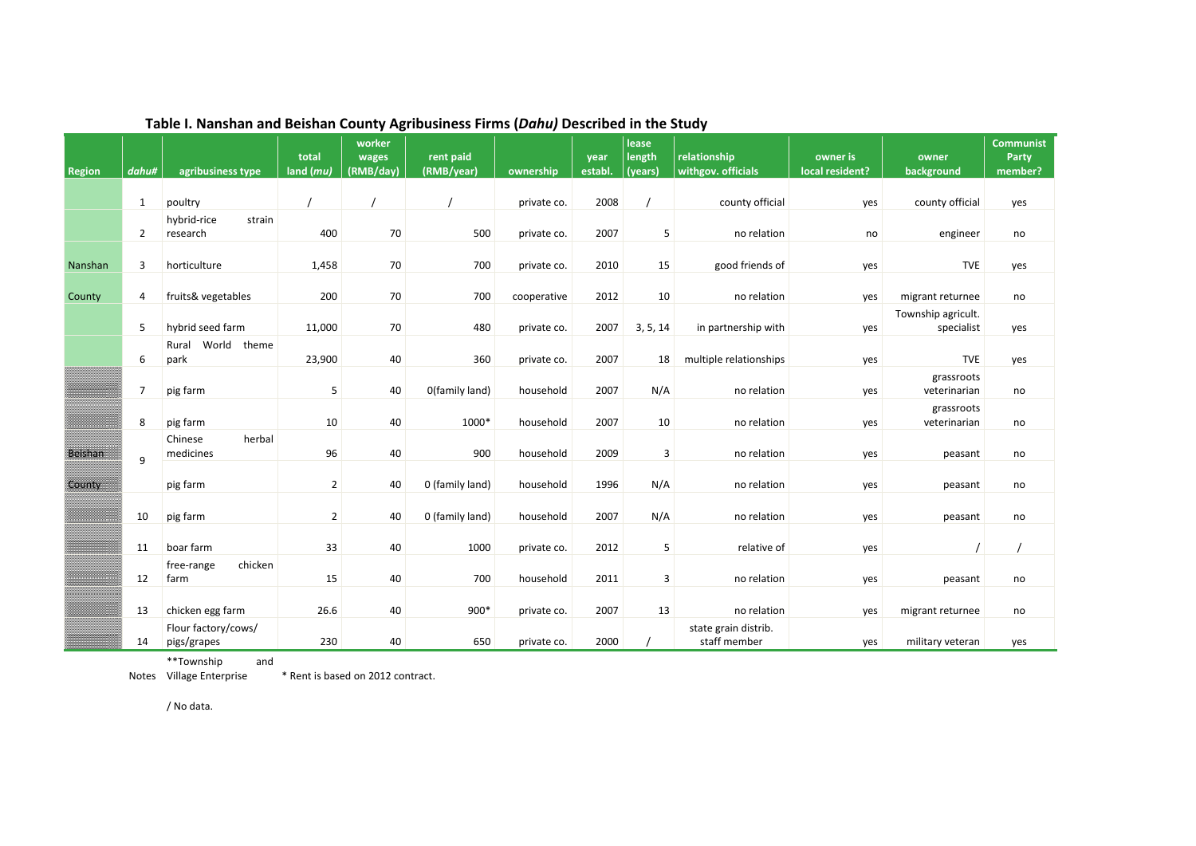## Table I. Nanshan and Beishan County Agribusiness Firms (*Dahu)* Described in the Study

| Region | dahu# | agribusiness type | total land (*mu*) | worker wages (RMB/day) | rent paid (RMB/year) | ownership | year establ. | lease length (years) | relationship withgov. officials | owner is local resident? | owner background | Communist Party member? |
|---|---|---|---|---|---|---|---|---|---|---|---|---|
| Nanshan County | 1 | poultry | / | / | / | private co. | 2008 | / | county official | yes | county official | yes |
| | 2 | hybrid-rice strain research | 400 | 70 | 500 | private co. | 2007 | 5 | no relation | no | engineer | no |
| | 3 | horticulture | 1,458 | 70 | 700 | private co. | 2010 | 15 | good friends of | yes | TVE | yes |
| | 4 | fruits& vegetables | 200 | 70 | 700 | cooperative | 2012 | 10 | no relation | yes | migrant returnee | no |
| | 5 | hybrid seed farm | 11,000 | 70 | 480 | private co. | 2007 | 3, 5, 14 | in partnership with | yes | Township agricult. specialist | yes |
| | 6 | Rural World theme park | 23,900 | 40 | 360 | private co. | 2007 | 18 | multiple relationships | yes | TVE | yes |
| Beishan County | 7 | pig farm | 5 | 40 | 0(family land) | household | 2007 | N/A | no relation | yes | grassroots veterinarian | no |
| | 8 | pig farm | 10 | 40 | 1000* | household | 2007 | 10 | no relation | yes | grassroots veterinarian | no |
| | 9 | Chinese herbal medicines | 96 | 40 | 900 | household | 2009 | 3 | no relation | yes | peasant | no |
| | | pig farm | 2 | 40 | 0 (family land) | household | 1996 | N/A | no relation | yes | peasant | no |
| | 10 | pig farm | 2 | 40 | 0 (family land) | household | 2007 | N/A | no relation | yes | peasant | no |
| | 11 | boar farm | 33 | 40 | 1000 | private co. | 2012 | 5 | relative of | yes | / | / |
| | 12 | free-range chicken farm | 15 | 40 | 700 | household | 2011 | 3 | no relation | yes | peasant | no |
| | 13 | chicken egg farm | 26.6 | 40 | 900* | private co. | 2007 | 13 | no relation | yes | migrant returnee | no |
| | 14 | Flour factory/cows/ pigs/grapes | 230 | 40 | 650 | private co. | 2000 | / | state grain distrib. staff member | yes | military veteran | yes |

Notes **Township and Village Enterprise * Rent is based on 2012 contract.

/ No data.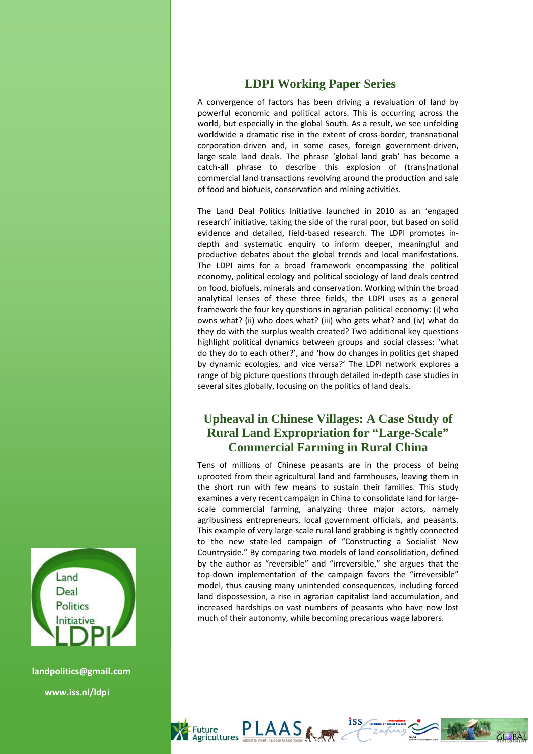## LDPI Working Paper Series

A convergence of factors has been driving a revaluation of land by powerful economic and political actors. This is occurring across the world, but especially in the global South. As a result, we see unfolding worldwide a dramatic rise in the extent of cross-border, transnational corporation-driven and, in some cases, foreign government-driven, large-scale land deals. The phrase 'global land grab' has become a catch-all phrase to describe this explosion of (trans)national commercial land transactions revolving around the production and sale of food and biofuels, conservation and mining activities.

The Land Deal Politics Initiative launched in 2010 as an 'engaged research' initiative, taking the side of the rural poor, but based on solid evidence and detailed, field-based research. The LDPI promotes in-depth and systematic enquiry to inform deeper, meaningful and productive debates about the global trends and local manifestations. The LDPI aims for a broad framework encompassing the political economy, political ecology and political sociology of land deals centred on food, biofuels, minerals and conservation. Working within the broad analytical lenses of these three fields, the LDPI uses as a general framework the four key questions in agrarian political economy: (i) who owns what? (ii) who does what? (iii) who gets what? and (iv) what do they do with the surplus wealth created? Two additional key questions highlight political dynamics between groups and social classes: 'what do they do to each other?', and 'how do changes in politics get shaped by dynamic ecologies, and vice versa?' The LDPI network explores a range of big picture questions through detailed in-depth case studies in several sites globally, focusing on the politics of land deals.

## Upheaval in Chinese Villages: A Case Study of Rural Land Expropriation for "Large-Scale" Commercial Farming in Rural China

Tens of millions of Chinese peasants are in the process of being uprooted from their agricultural land and farmhouses, leaving them in the short run with few means to sustain their families. This study examines a very recent campaign in China to consolidate land for large-scale commercial farming, analyzing three major actors, namely agribusiness entrepreneurs, local government officials, and peasants. This example of very large-scale rural land grabbing is tightly connected to the new state-led campaign of "Constructing a Socialist New Countryside." By comparing two models of land consolidation, defined by the author as "reversible" and "irreversible," she argues that the top-down implementation of the campaign favors the "irreversible" model, thus causing many unintended consequences, including forced land dispossession, a rise in agrarian capitalist land accumulation, and increased hardships on vast numbers of peasants who have now lost much of their autonomy, while becoming precarious wage laborers.

Land Deal Politics Initiative LDPI

landpolitics@gmail.com

www.iss.nl/ldpi